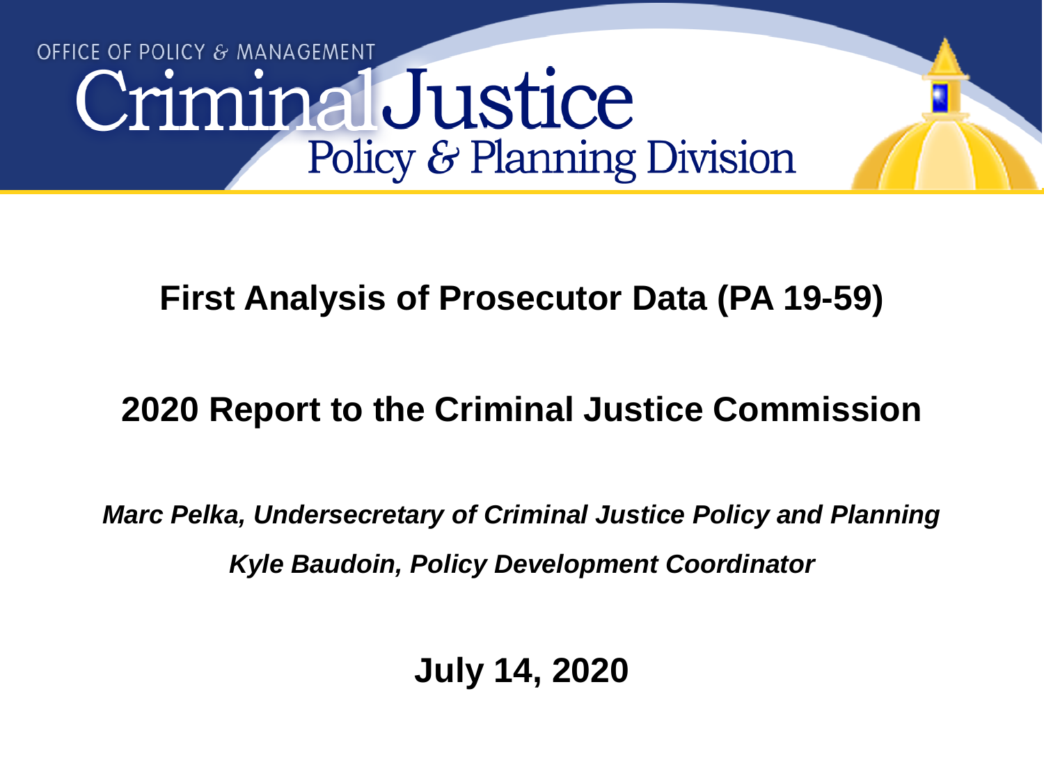OFFICE OF POLICY & MANAGEMENT

Criminal Justice
Policy & Planning Division

# First Analysis of Prosecutor Data (PA 19-59)

## 2020 Report to the Criminal Justice Commission

*Marc Pelka, Undersecretary of Criminal Justice Policy and Planning*

*Kyle Baudoin, Policy Development Coordinator*

**July 14, 2020**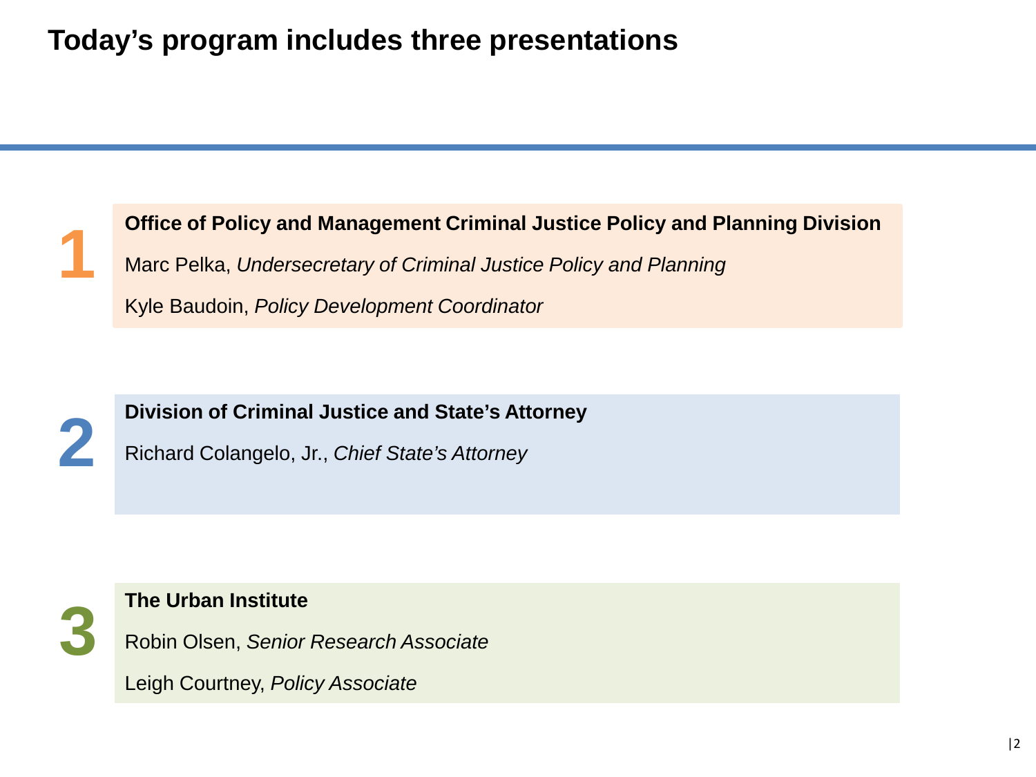# Today's program includes three presentations

**1**

**Office of Policy and Management Criminal Justice Policy and Planning Division**

Marc Pelka, *Undersecretary of Criminal Justice Policy and Planning*

Kyle Baudoin, *Policy Development Coordinator*

**2**

**Division of Criminal Justice and State's Attorney**

Richard Colangelo, Jr., *Chief State's Attorney*

**3**

**The Urban Institute**

Robin Olsen, *Senior Research Associate*

Leigh Courtney, *Policy Associate*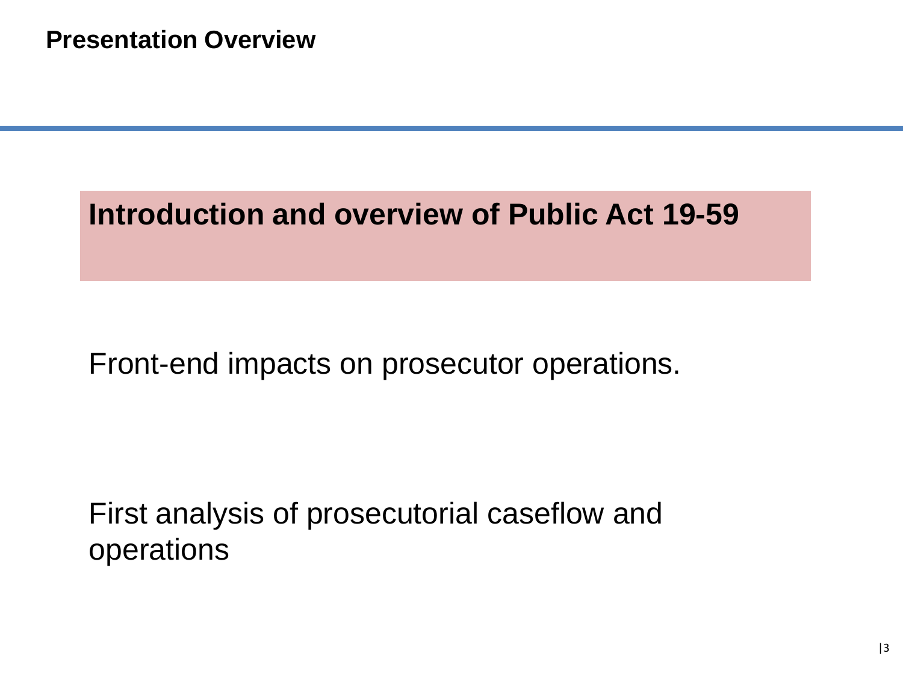## Presentation Overview

**Introduction and overview of Public Act 19-59**

Front-end impacts on prosecutor operations.

First analysis of prosecutorial caseflow and operations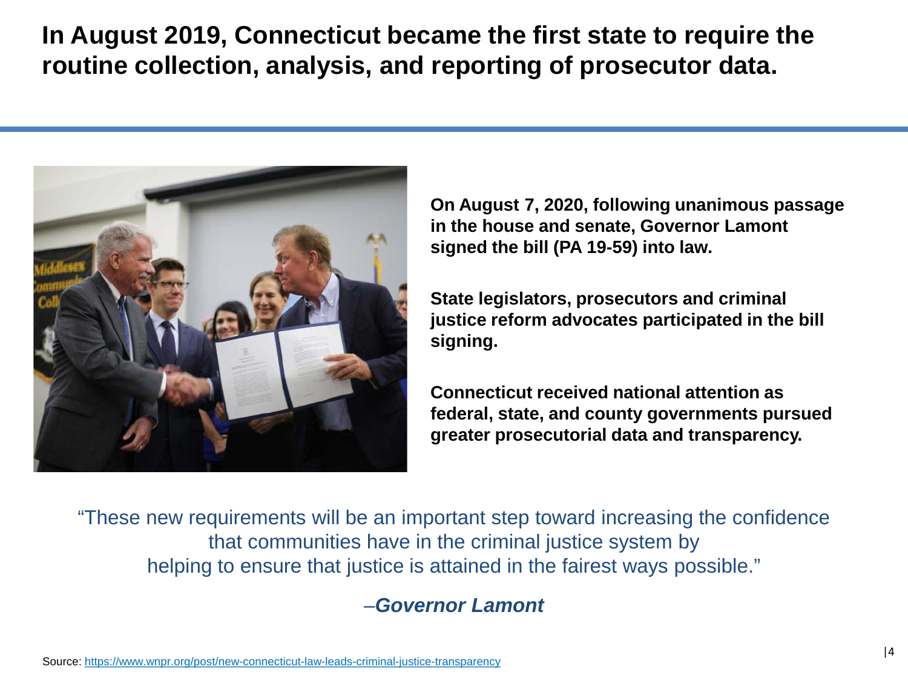# In August 2019, Connecticut became the first state to require the routine collection, analysis, and reporting of prosecutor data.

**On August 7, 2020, following unanimous passage in the house and senate, Governor Lamont signed the bill (PA 19-59) into law.**

**State legislators, prosecutors and criminal justice reform advocates participated in the bill signing.**

**Connecticut received national attention as federal, state, and county governments pursued greater prosecutorial data and transparency.**

"These new requirements will be an important step toward increasing the confidence that communities have in the criminal justice system by helping to ensure that justice is attained in the fairest ways possible."

–***Governor Lamont***

Source: https://www.wnpr.org/post/new-connecticut-law-leads-criminal-justice-transparency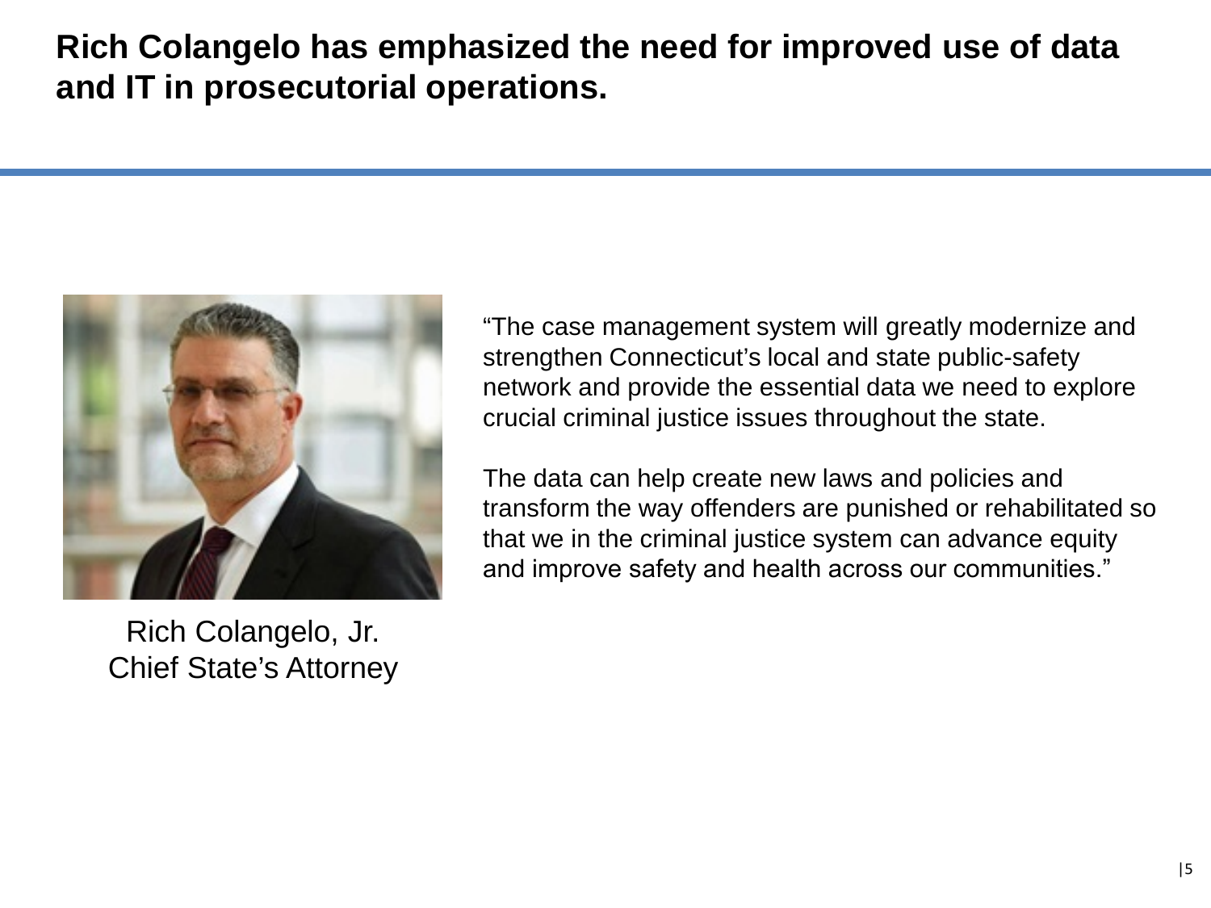# Rich Colangelo has emphasized the need for improved use of data and IT in prosecutorial operations.

Rich Colangelo, Jr.
Chief State's Attorney

"The case management system will greatly modernize and strengthen Connecticut's local and state public-safety network and provide the essential data we need to explore crucial criminal justice issues throughout the state.

The data can help create new laws and policies and transform the way offenders are punished or rehabilitated so that we in the criminal justice system can advance equity and improve safety and health across our communities."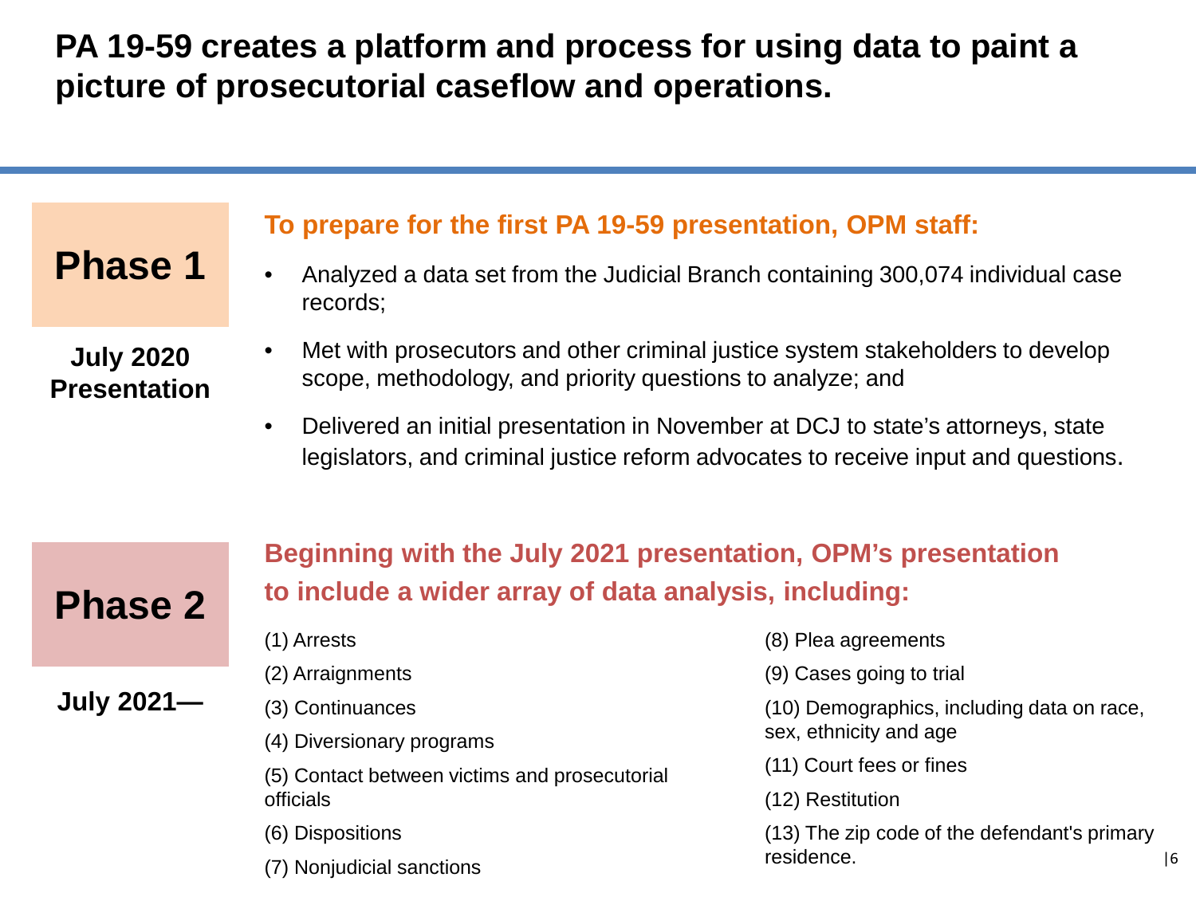# PA 19-59 creates a platform and process for using data to paint a picture of prosecutorial caseflow and operations.

## Phase 1

**July 2020 Presentation**

### To prepare for the first PA 19-59 presentation, OPM staff:

- Analyzed a data set from the Judicial Branch containing 300,074 individual case records;
- Met with prosecutors and other criminal justice system stakeholders to develop scope, methodology, and priority questions to analyze; and
- Delivered an initial presentation in November at DCJ to state's attorneys, state legislators, and criminal justice reform advocates to receive input and questions.

## Phase 2

**July 2021—**

### Beginning with the July 2021 presentation, OPM's presentation to include a wider array of data analysis, including:

(1) Arrests

(2) Arraignments

(3) Continuances

(4) Diversionary programs

(5) Contact between victims and prosecutorial officials

(6) Dispositions

(7) Nonjudicial sanctions

(8) Plea agreements

(9) Cases going to trial

(10) Demographics, including data on race, sex, ethnicity and age

(11) Court fees or fines

(12) Restitution

(13) The zip code of the defendant's primary residence.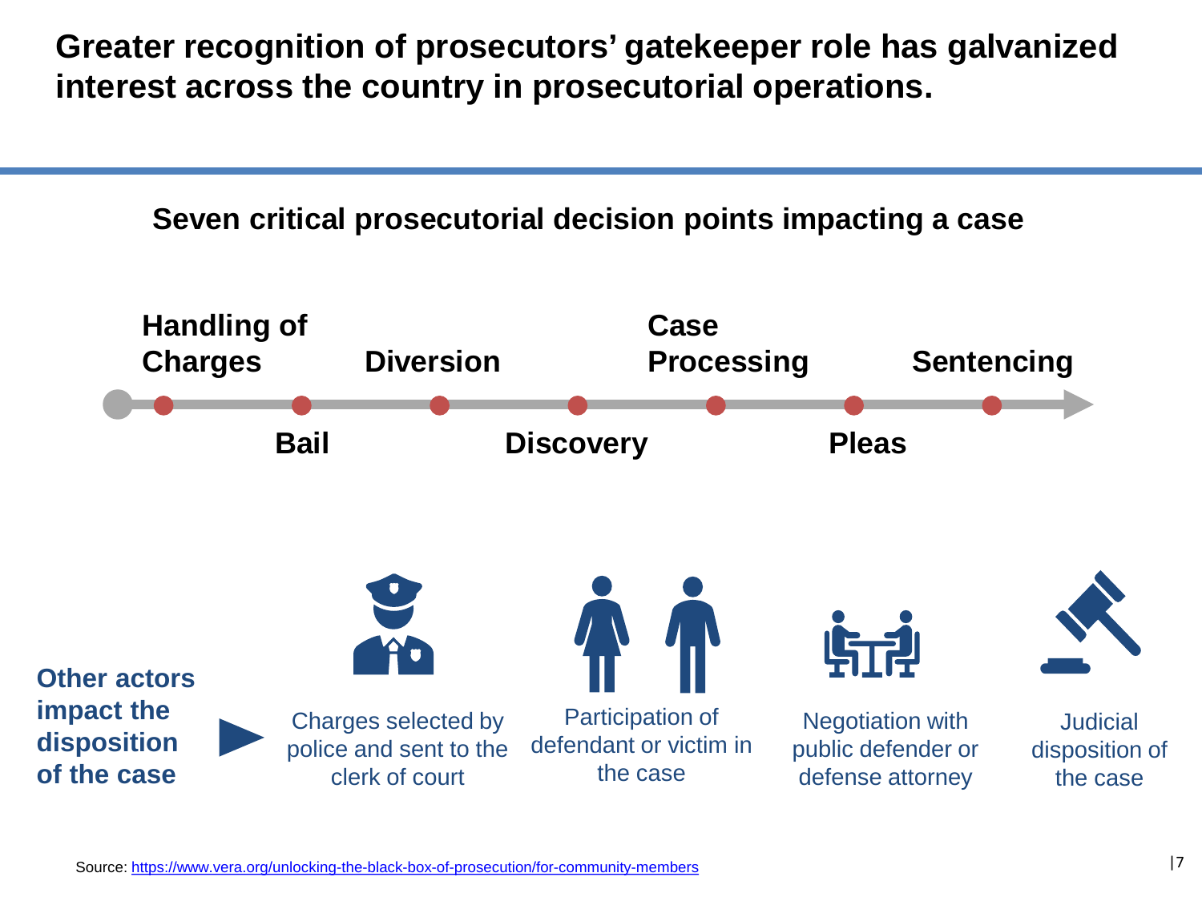# Greater recognition of prosecutors' gatekeeper role has galvanized interest across the country in prosecutorial operations.

## Seven critical prosecutorial decision points impacting a case

1. Handling of Charges
2. Bail
3. Diversion
4. Discovery
5. Case Processing
6. Pleas
7. Sentencing

**Other actors impact the disposition of the case**

- Charges selected by police and sent to the clerk of court
- Participation of defendant or victim in the case
- Negotiation with public defender or defense attorney
- Judicial disposition of the case

Source: https://www.vera.org/unlocking-the-black-box-of-prosecution/for-community-members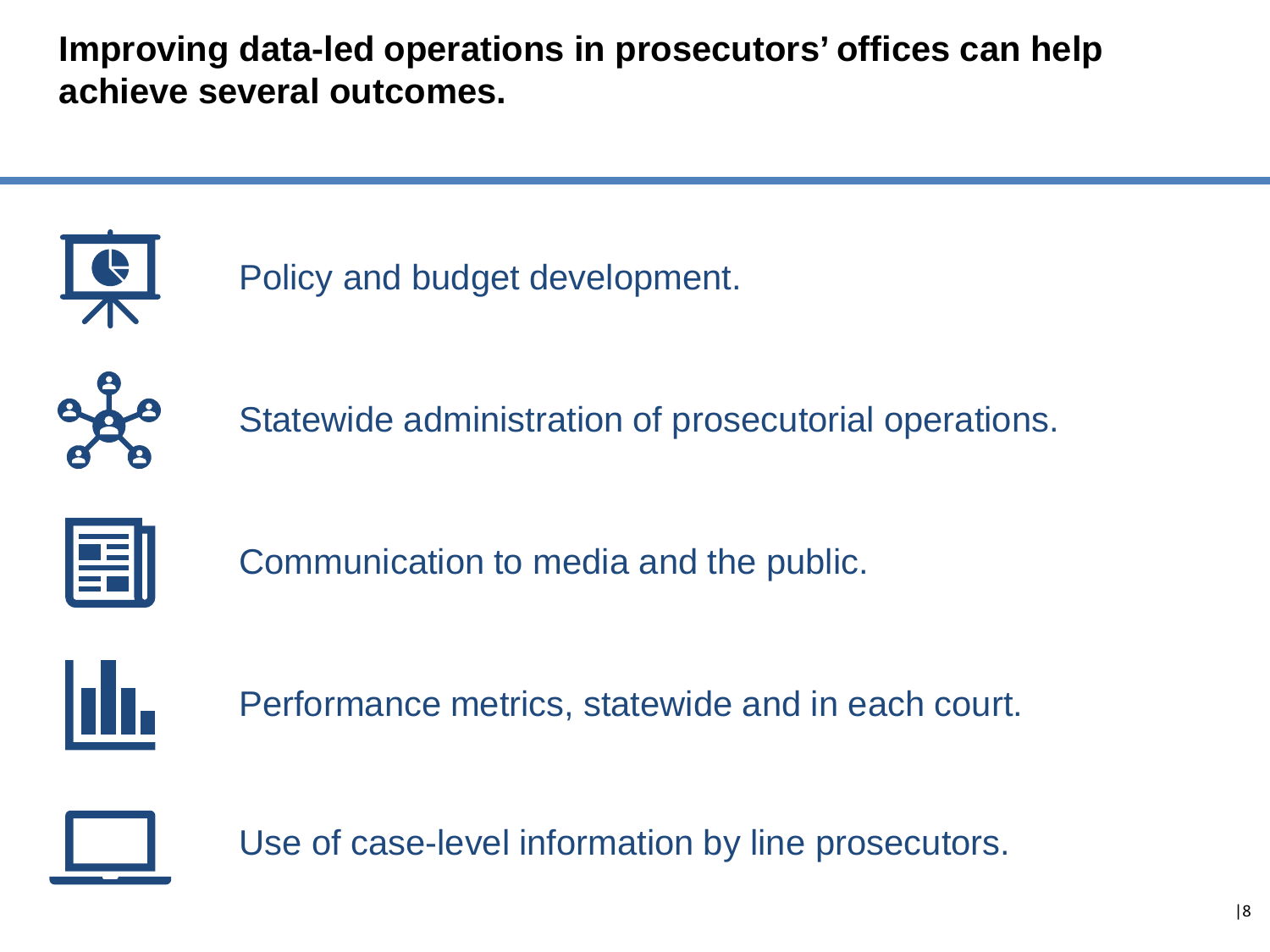**Improving data-led operations in prosecutors' offices can help achieve several outcomes.**

- Policy and budget development.
- Statewide administration of prosecutorial operations.
- Communication to media and the public.
- Performance metrics, statewide and in each court.
- Use of case-level information by line prosecutors.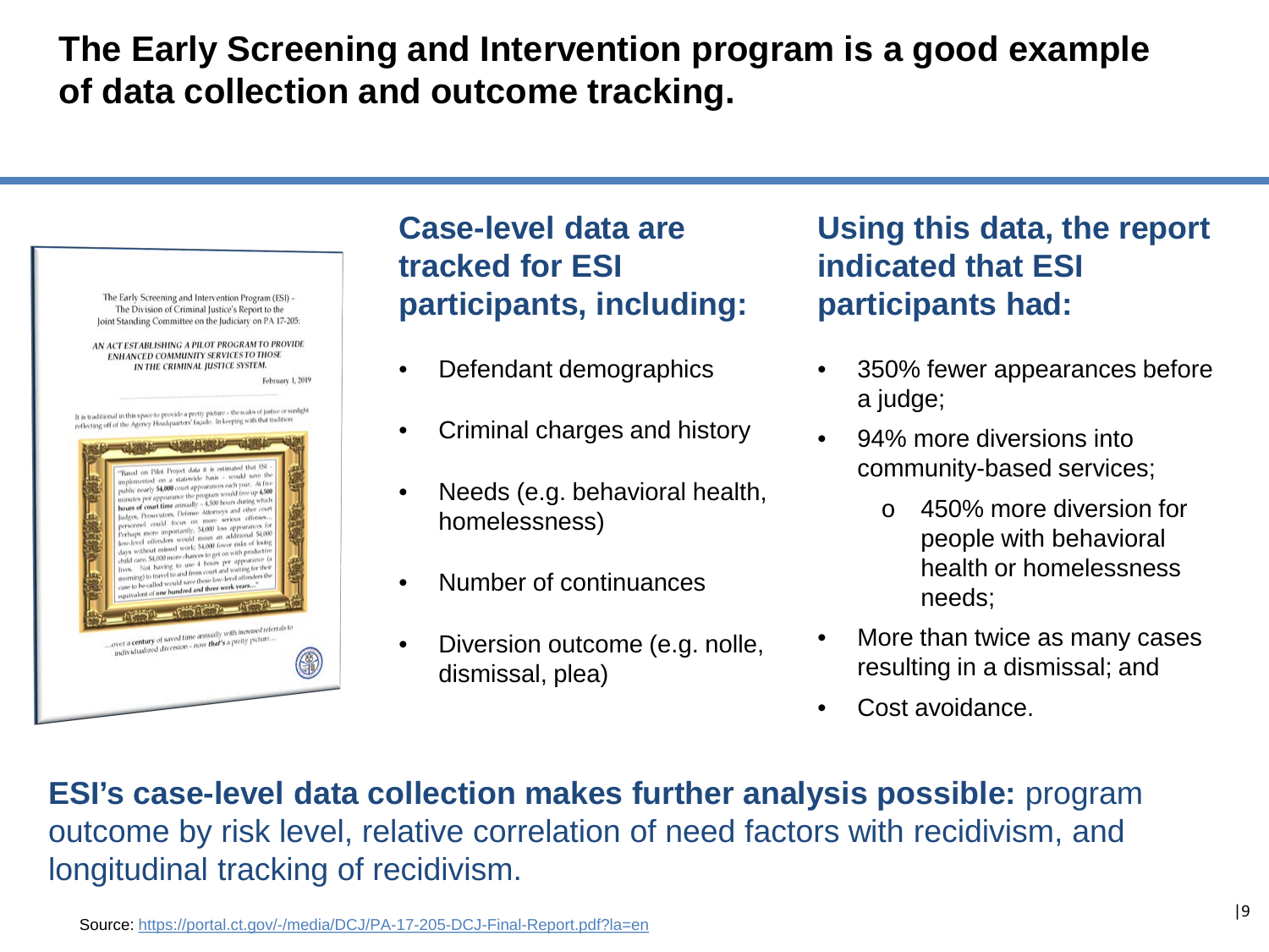# The Early Screening and Intervention program is a good example of data collection and outcome tracking.

The Early Screening and Intervention Program (ESI) – The Division of Criminal Justice's Report to the Joint Standing Committee on the Judiciary on PA 17-205:

*AN ACT ESTABLISHING A PILOT PROGRAM TO PROVIDE ENHANCED COMMUNITY SERVICES TO THOSE IN THE CRIMINAL JUSTICE SYSTEM.*

February 1, 2019

It is traditional in this space to provide a pretty picture – the scales of justice or sunlight reflecting off of the Agency Headquarters' façade. In keeping with that tradition

"Based on Pilot Project data it is estimated that ESI – implemented on a statewide basis – would save the public nearly **54,000** court appearances each year. At five minutes per appearance the program would free up **4,500 hours of court time** annually – 4,500 hours during which Judges, Prosecutors, Defense Attorneys and other court personnel could focus on more serious offenses… Perhaps more importantly, 54,000 less appearances for low-level offenders would mean an additional 54,000 days without missed work; 54,000 fewer risks of losing child care; 54,000 more chances to get on with productive lives. Not having to use 4 hours per appearance (a morning) to travel to and from court and waiting for their case to be called would save these low-level offenders the equivalent of **one hundred and three work years…**"

…over a **century** of saved time annually with increased referrals to individualized diversion – now **that's** a pretty picture…

## Case-level data are tracked for ESI participants, including:

- Defendant demographics
- Criminal charges and history
- Needs (e.g. behavioral health, homelessness)
- Number of continuances
- Diversion outcome (e.g. nolle, dismissal, plea)

## Using this data, the report indicated that ESI participants had:

- 350% fewer appearances before a judge;
- 94% more diversions into community-based services;
  - 450% more diversion for people with behavioral health or homelessness needs;
- More than twice as many cases resulting in a dismissal; and
- Cost avoidance.

**ESI's case-level data collection makes further analysis possible:** program outcome by risk level, relative correlation of need factors with recidivism, and longitudinal tracking of recidivism.

Source: https://portal.ct.gov/-/media/DCJ/PA-17-205-DCJ-Final-Report.pdf?la=en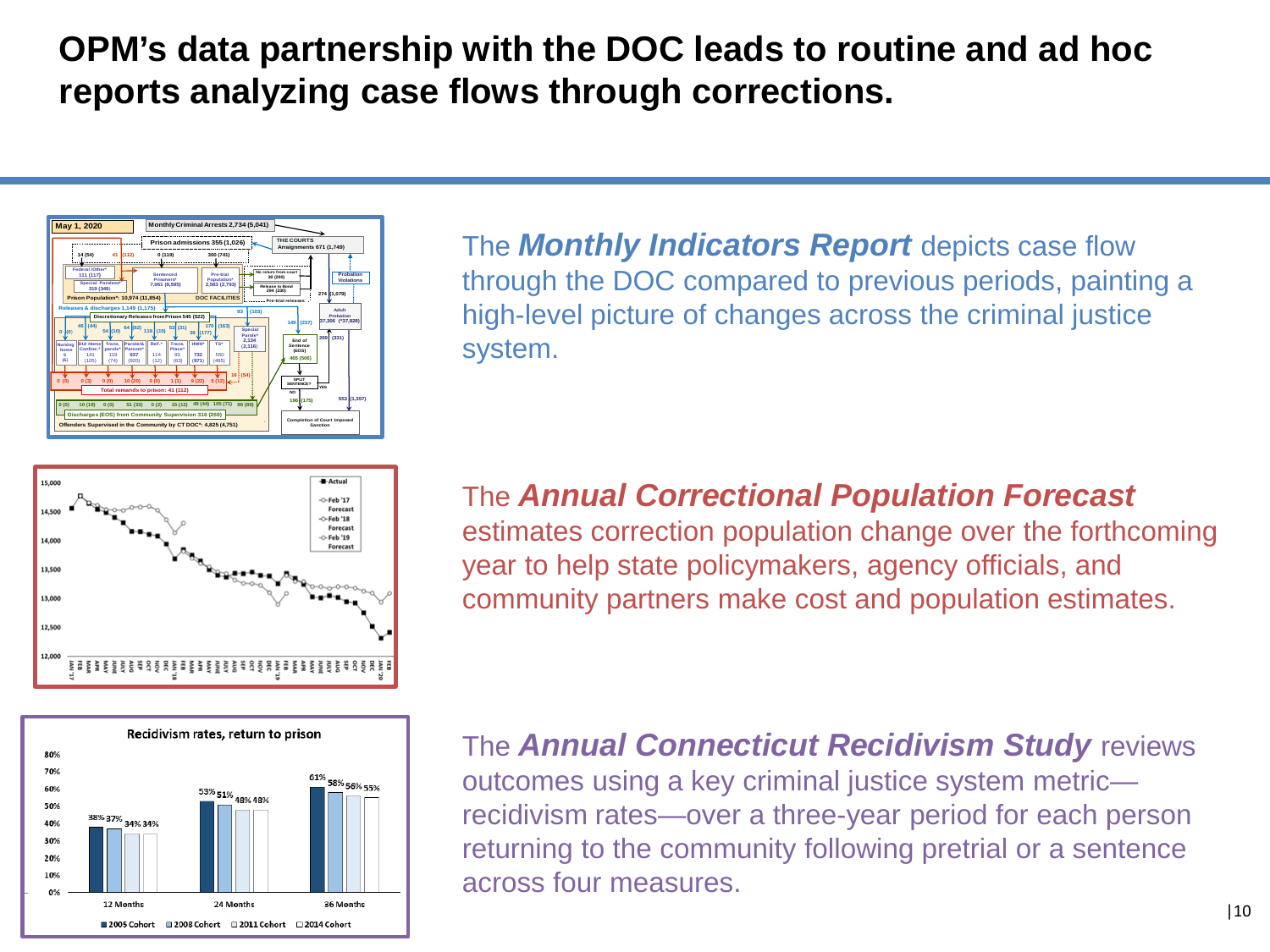# OPM's data partnership with the DOC leads to routine and ad hoc reports analyzing case flows through corrections.

The ***Monthly Indicators Report*** depicts case flow through the DOC compared to previous periods, painting a high-level picture of changes across the criminal justice system.

The ***Annual Correctional Population Forecast*** estimates correction population change over the forthcoming year to help state policymakers, agency officials, and community partners make cost and population estimates.

The ***Annual Connecticut Recidivism Study*** reviews outcomes using a key criminal justice system metric—recidivism rates—over a three-year period for each person returning to the community following pretrial or a sentence across four measures.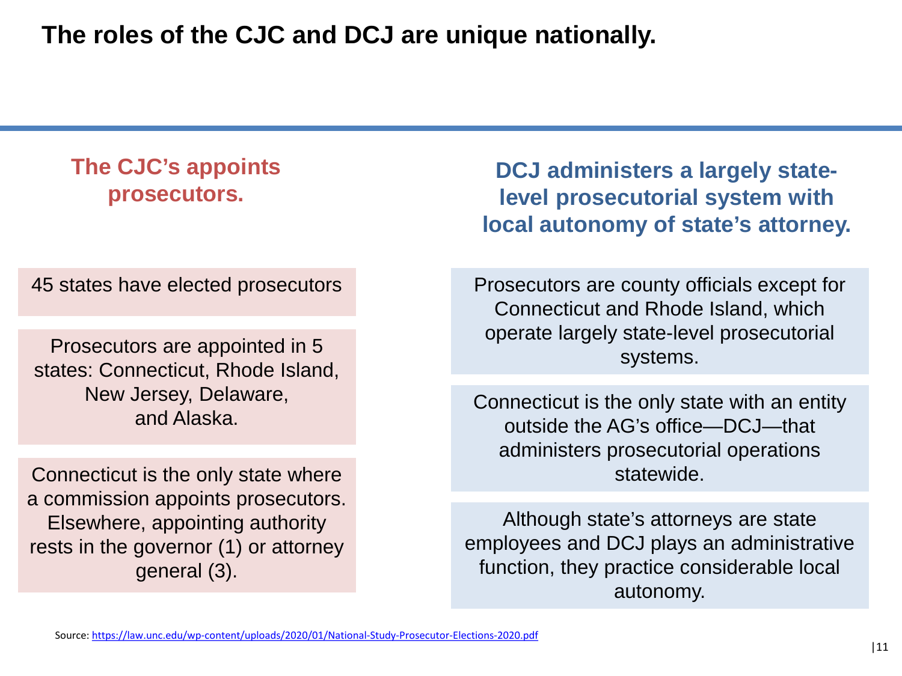# The roles of the CJC and DCJ are unique nationally.

## The CJC's appoints prosecutors.

45 states have elected prosecutors

Prosecutors are appointed in 5 states: Connecticut, Rhode Island, New Jersey, Delaware, and Alaska.

Connecticut is the only state where a commission appoints prosecutors. Elsewhere, appointing authority rests in the governor (1) or attorney general (3).

## DCJ administers a largely state-level prosecutorial system with local autonomy of state's attorney.

Prosecutors are county officials except for Connecticut and Rhode Island, which operate largely state-level prosecutorial systems.

Connecticut is the only state with an entity outside the AG's office—DCJ—that administers prosecutorial operations statewide.

Although state's attorneys are state employees and DCJ plays an administrative function, they practice considerable local autonomy.

Source: https://law.unc.edu/wp-content/uploads/2020/01/National-Study-Prosecutor-Elections-2020.pdf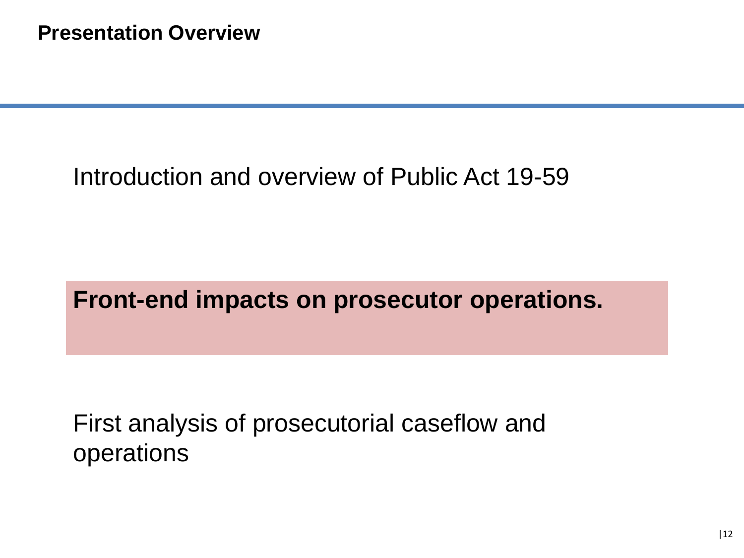## Presentation Overview

Introduction and overview of Public Act 19-59

**Front-end impacts on prosecutor operations.**

First analysis of prosecutorial caseflow and operations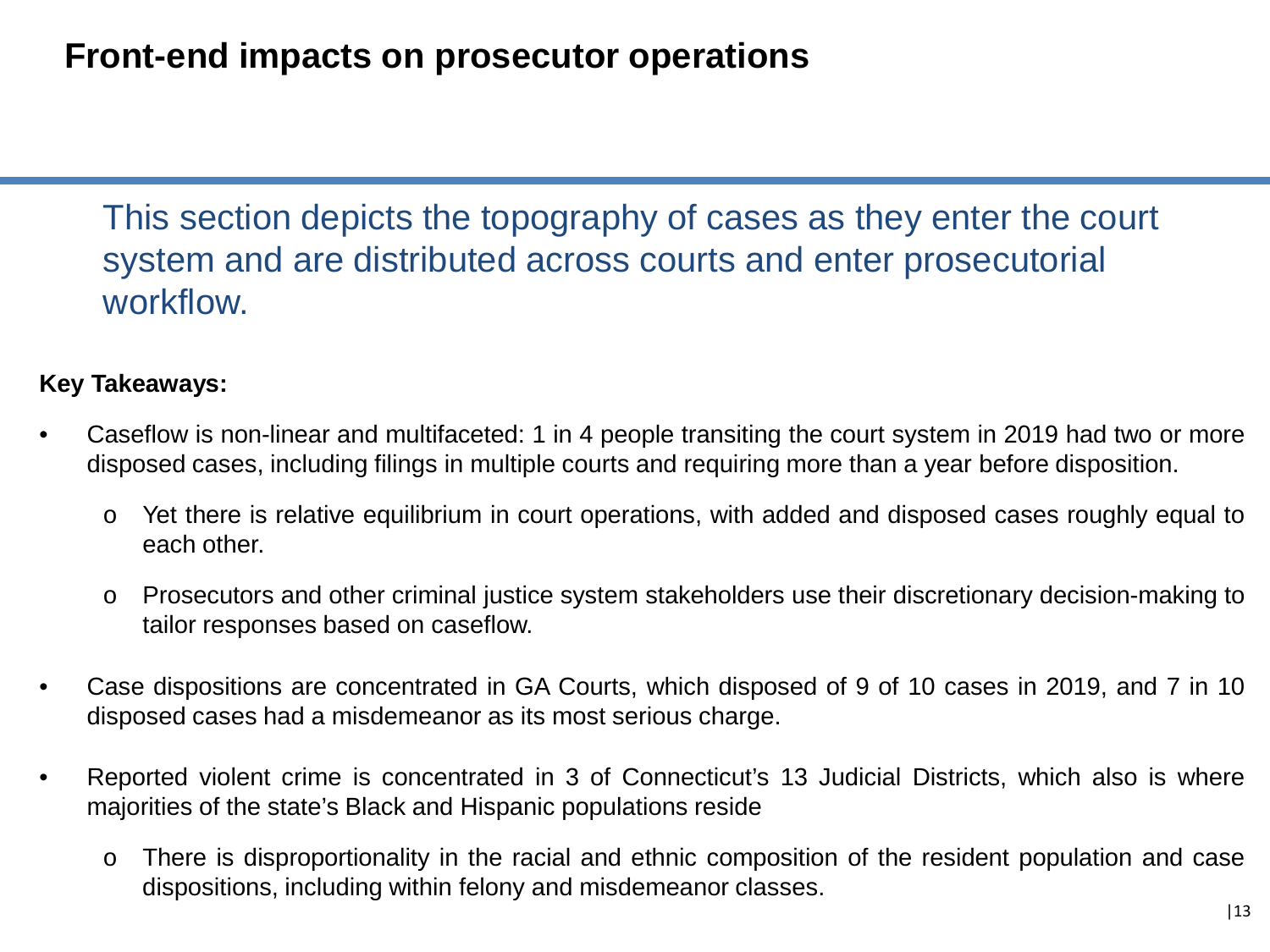# Front-end impacts on prosecutor operations

This section depicts the topography of cases as they enter the court system and are distributed across courts and enter prosecutorial workflow.

**Key Takeaways:**

- Caseflow is non-linear and multifaceted: 1 in 4 people transiting the court system in 2019 had two or more disposed cases, including filings in multiple courts and requiring more than a year before disposition.
    - Yet there is relative equilibrium in court operations, with added and disposed cases roughly equal to each other.
    - Prosecutors and other criminal justice system stakeholders use their discretionary decision-making to tailor responses based on caseflow.
- Case dispositions are concentrated in GA Courts, which disposed of 9 of 10 cases in 2019, and 7 in 10 disposed cases had a misdemeanor as its most serious charge.
- Reported violent crime is concentrated in 3 of Connecticut's 13 Judicial Districts, which also is where majorities of the state's Black and Hispanic populations reside
    - There is disproportionality in the racial and ethnic composition of the resident population and case dispositions, including within felony and misdemeanor classes.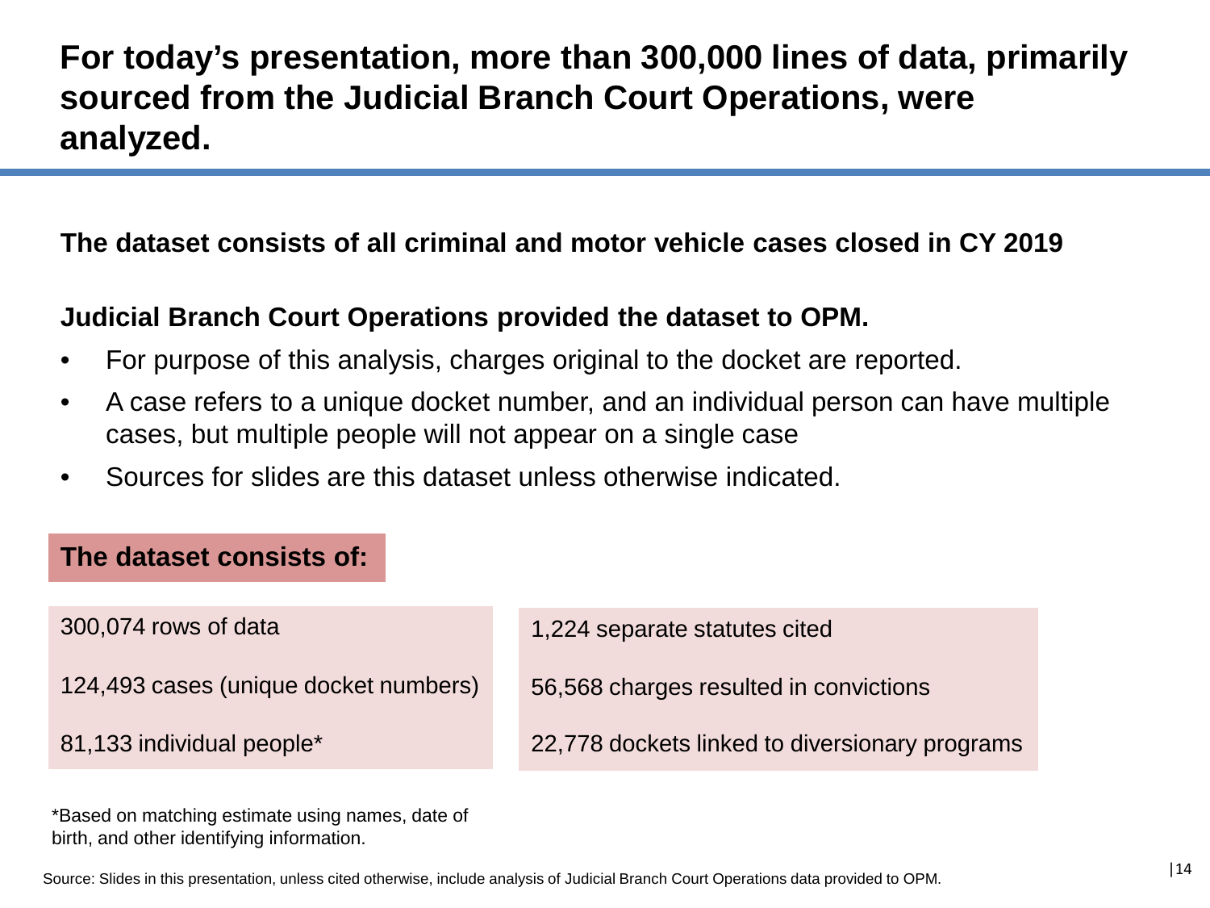# For today's presentation, more than 300,000 lines of data, primarily sourced from the Judicial Branch Court Operations, were analyzed.

**The dataset consists of all criminal and motor vehicle cases closed in CY 2019**

**Judicial Branch Court Operations provided the dataset to OPM.**

- For purpose of this analysis, charges original to the docket are reported.
- A case refers to a unique docket number, and an individual person can have multiple cases, but multiple people will not appear on a single case
- Sources for slides are this dataset unless otherwise indicated.

**The dataset consists of:**

| | |
|---|---|
| 300,074 rows of data | 1,224 separate statutes cited |
| 124,493 cases (unique docket numbers) | 56,568 charges resulted in convictions |
| 81,133 individual people* | 22,778 dockets linked to diversionary programs |

*Based on matching estimate using names, date of birth, and other identifying information.

Source: Slides in this presentation, unless cited otherwise, include analysis of Judicial Branch Court Operations data provided to OPM.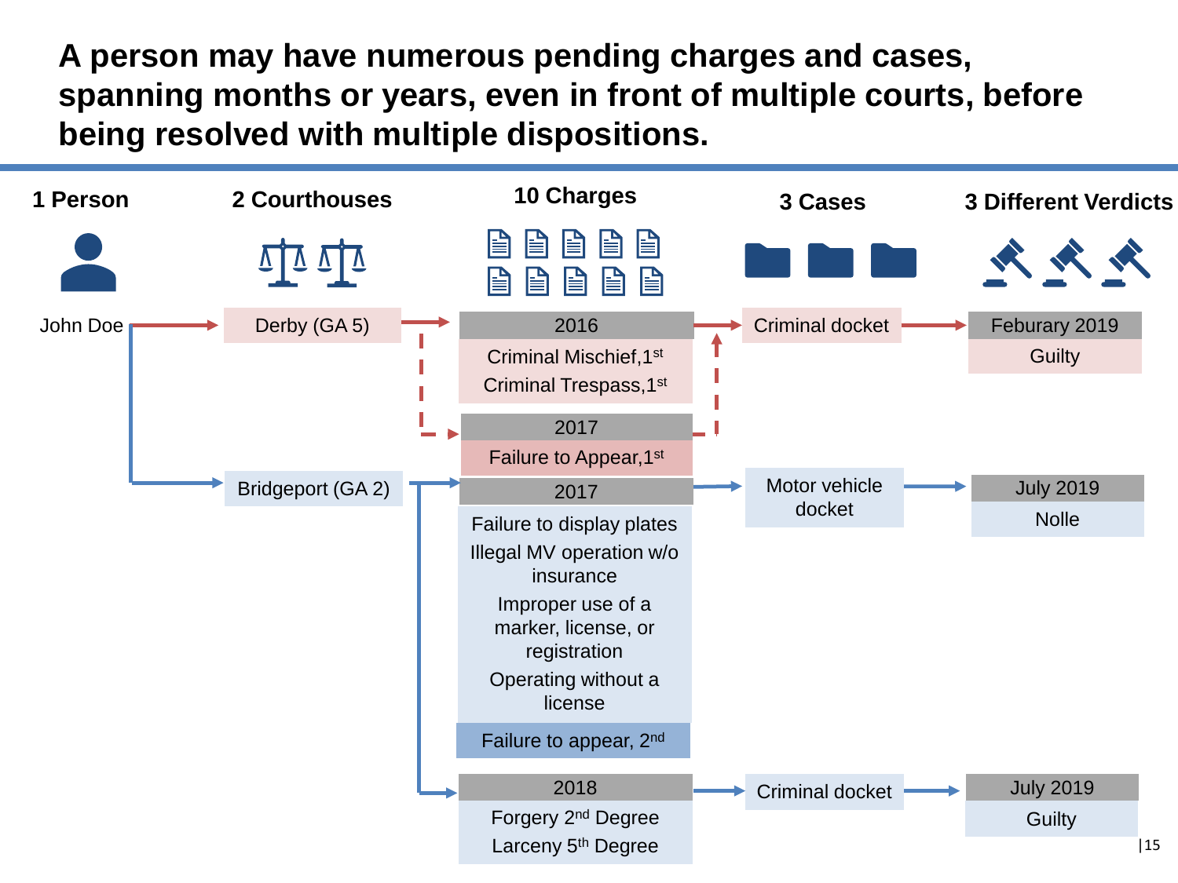# A person may have numerous pending charges and cases, spanning months or years, even in front of multiple courts, before being resolved with multiple dispositions.

| 1 Person | 2 Courthouses | 10 Charges | 3 Cases | 3 Different Verdicts |
|---|---|---|---|---|
| John Doe | Derby (GA 5) | **2016**<br>Criminal Mischief, 1st<br>Criminal Trespass, 1st<br><br>**2017**<br>Failure to Appear, 1st | Criminal docket | **Feburary 2019**<br>Guilty |
| | Bridgeport (GA 2) | **2017**<br>Failure to display plates<br>Illegal MV operation w/o insurance<br>Improper use of a marker, license, or registration<br>Operating without a license<br>Failure to appear, 2nd | Motor vehicle docket | **July 2019**<br>Nolle |
| | | **2018**<br>Forgery 2nd Degree<br>Larceny 5th Degree | Criminal docket | **July 2019**<br>Guilty |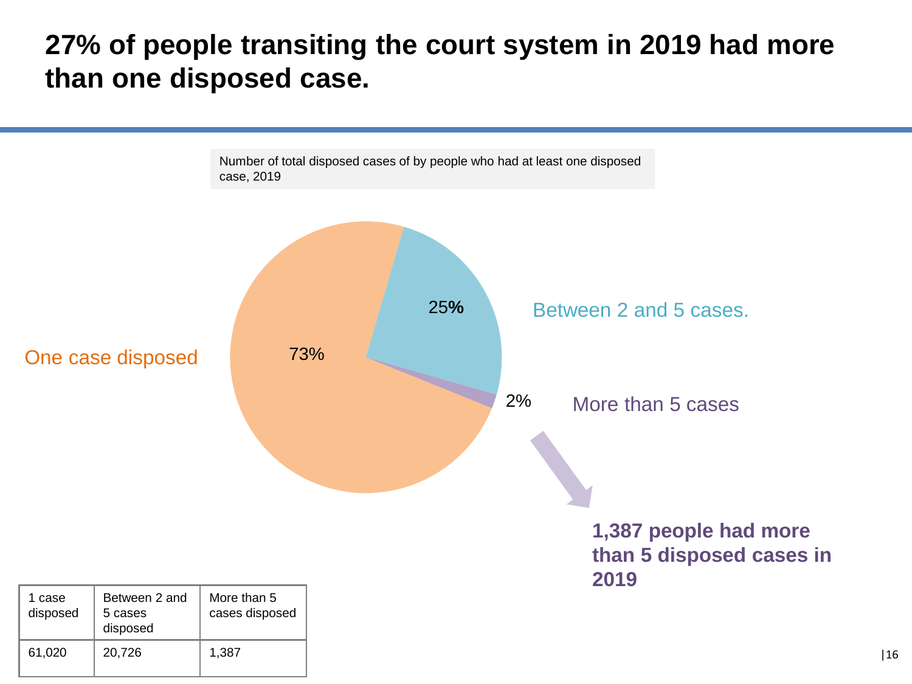# 27% of people transiting the court system in 2019 had more than one disposed case.

Number of total disposed cases of by people who had at least one disposed case, 2019

One case disposed

73%

25%

Between 2 and 5 cases.

2%

More than 5 cases

**1,387 people had more than 5 disposed cases in 2019**

| 1 case disposed | Between 2 and 5 cases disposed | More than 5 cases disposed |
| --- | --- | --- |
| 61,020 | 20,726 | 1,387 |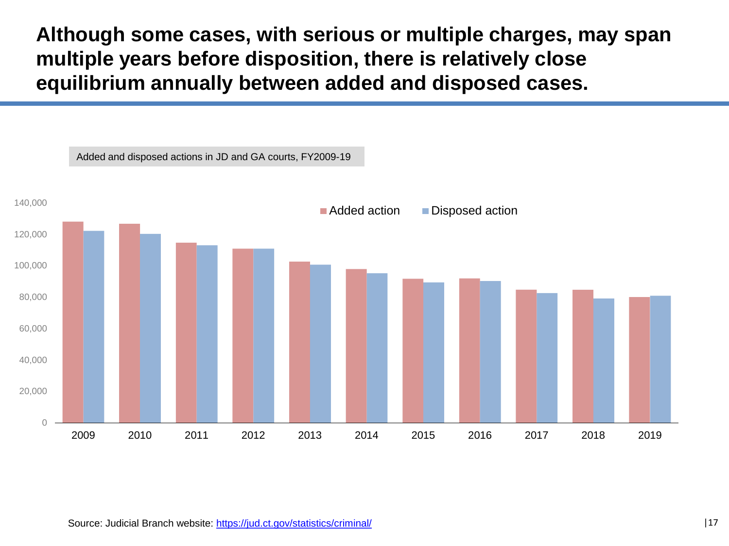# Although some cases, with serious or multiple charges, may span multiple years before disposition, there is relatively close equilibrium annually between added and disposed cases.

Added and disposed actions in JD and GA courts, FY2009-19

Source: Judicial Branch website: https://jud.ct.gov/statistics/criminal/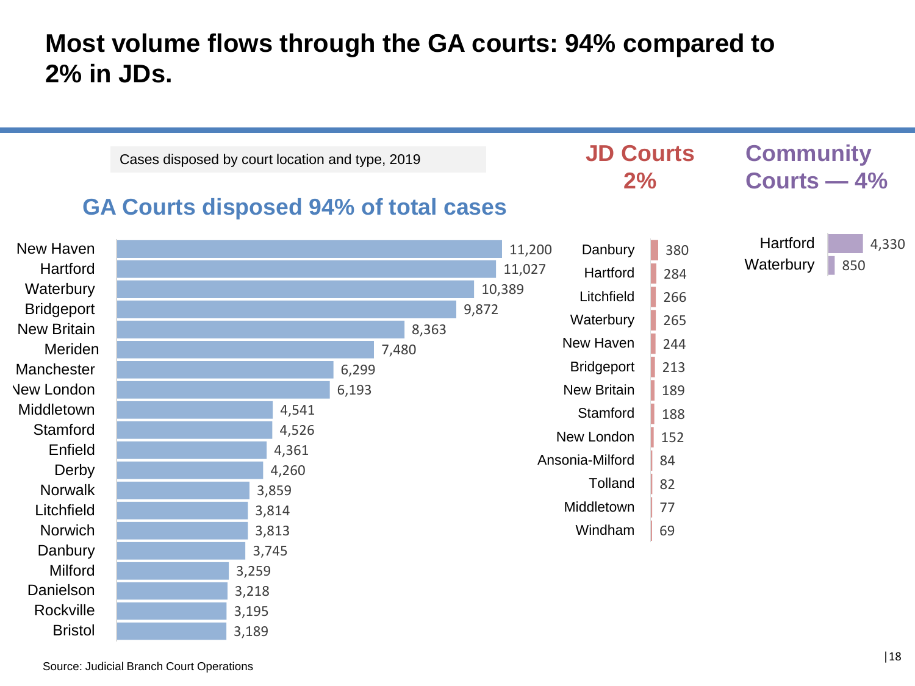# Most volume flows through the GA courts: 94% compared to 2% in JDs.

Cases disposed by court location and type, 2019

## GA Courts disposed 94% of total cases

| GA Court | Cases |
|---|---|
| New Haven | 11,200 |
| Hartford | 11,027 |
| Waterbury | 10,389 |
| Bridgeport | 9,872 |
| New Britain | 8,363 |
| Meriden | 7,480 |
| Manchester | 6,299 |
| New London | 6,193 |
| Middletown | 4,541 |
| Stamford | 4,526 |
| Enfield | 4,361 |
| Derby | 4,260 |
| Norwalk | 3,859 |
| Litchfield | 3,814 |
| Norwich | 3,813 |
| Danbury | 3,745 |
| Milford | 3,259 |
| Danielson | 3,218 |
| Rockville | 3,195 |
| Bristol | 3,189 |

## JD Courts 2%

| JD Court | Cases |
|---|---|
| Danbury | 380 |
| Hartford | 284 |
| Litchfield | 266 |
| Waterbury | 265 |
| New Haven | 244 |
| Bridgeport | 213 |
| New Britain | 189 |
| Stamford | 188 |
| New London | 152 |
| Ansonia-Milford | 84 |
| Tolland | 82 |
| Middletown | 77 |
| Windham | 69 |

## Community Courts — 4%

| Community Court | Cases |
|---|---|
| Hartford | 4,330 |
| Waterbury | 850 |

Source: Judicial Branch Court Operations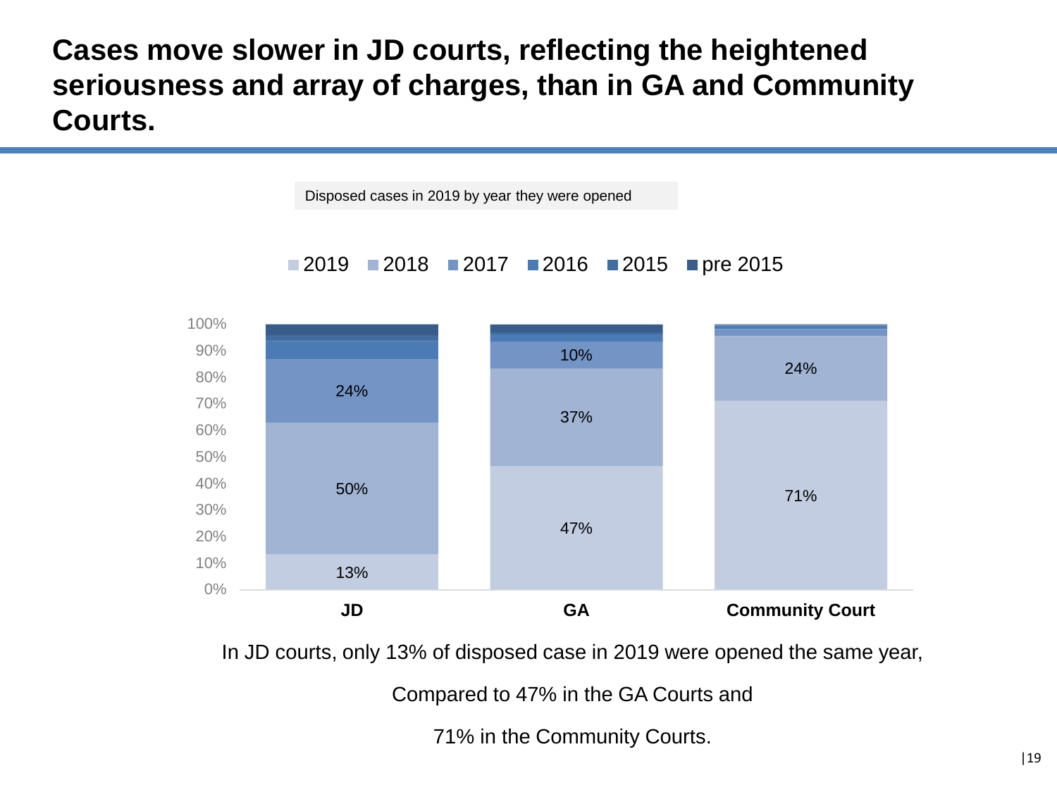# Cases move slower in JD courts, reflecting the heightened seriousness and array of charges, than in GA and Community Courts.

Disposed cases in 2019 by year they were opened

| | 2019 | 2018 | 2017 |
|---|---|---|---|
| JD | 13% | 50% | 24% |
| GA | 47% | 37% | 10% |
| Community Court | 71% | 24% | |

Legend: 2019, 2018, 2017, 2016, 2015, pre 2015

In JD courts, only 13% of disposed case in 2019 were opened the same year,

Compared to 47% in the GA Courts and

71% in the Community Courts.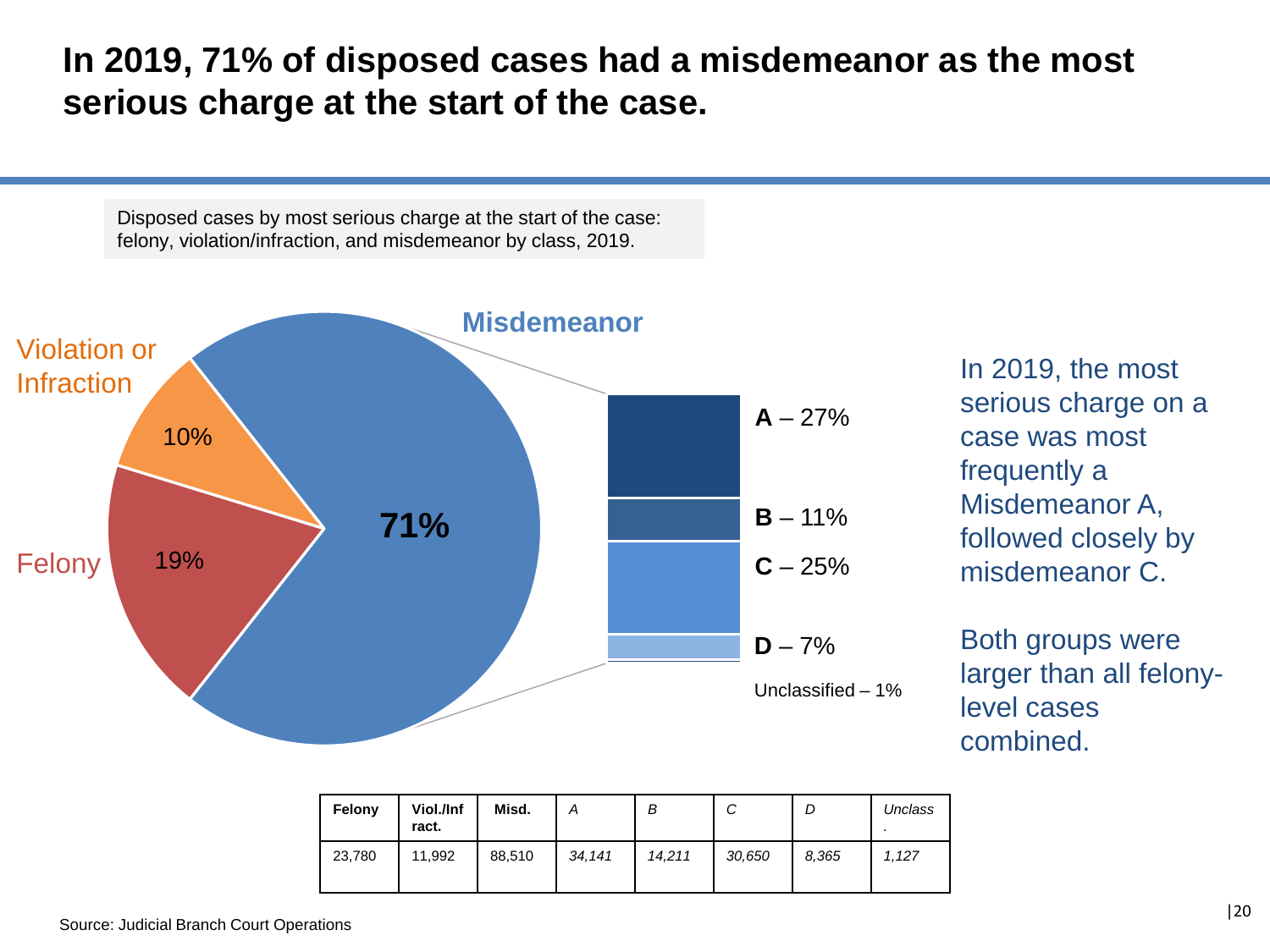# In 2019, 71% of disposed cases had a misdemeanor as the most serious charge at the start of the case.

Disposed cases by most serious charge at the start of the case: felony, violation/infraction, and misdemeanor by class, 2019.

Violation or Infraction 10%

Felony 19%

Misdemeanor 71%

**A** – 27%

**B** – 11%

**C** – 25%

**D** – 7%

Unclassified – 1%

In 2019, the most serious charge on a case was most frequently a Misdemeanor A, followed closely by misdemeanor C.

Both groups were larger than all felony-level cases combined.

| Felony | Viol./Infract. | Misd. | *A* | *B* | *C* | *D* | *Unclass.* |
|---|---|---|---|---|---|---|---|
| 23,780 | 11,992 | 88,510 | *34,141* | *14,211* | *30,650* | *8,365* | *1,127* |

Source: Judicial Branch Court Operations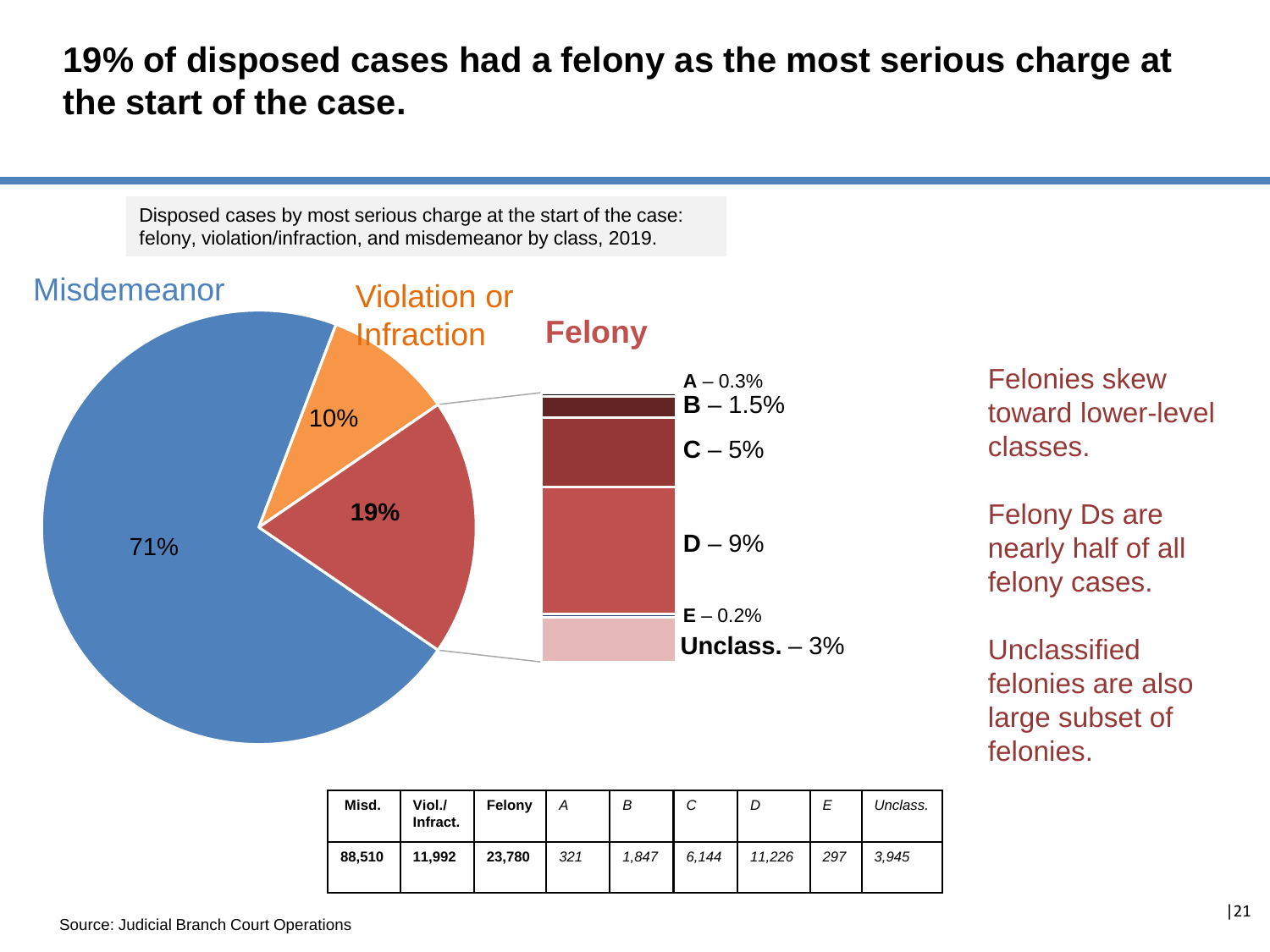# 19% of disposed cases had a felony as the most serious charge at the start of the case.

Disposed cases by most serious charge at the start of the case: felony, violation/infraction, and misdemeanor by class, 2019.

Misdemeanor 71%

Violation or Infraction 10%

**Felony** **19%**

- **A** – 0.3%
- **B** – 1.5%
- **C** – 5%
- **D** – 9%
- **E** – 0.2%
- **Unclass.** – 3%

Felonies skew toward lower-level classes.

Felony Ds are nearly half of all felony cases.

Unclassified felonies are also large subset of felonies.

| **Misd.** | **Viol./ Infract.** | **Felony** | *A* | *B* | *C* | *D* | *E* | *Unclass.* |
|---|---|---|---|---|---|---|---|---|
| **88,510** | **11,992** | **23,780** | *321* | *1,847* | *6,144* | *11,226* | *297* | *3,945* |

Source: Judicial Branch Court Operations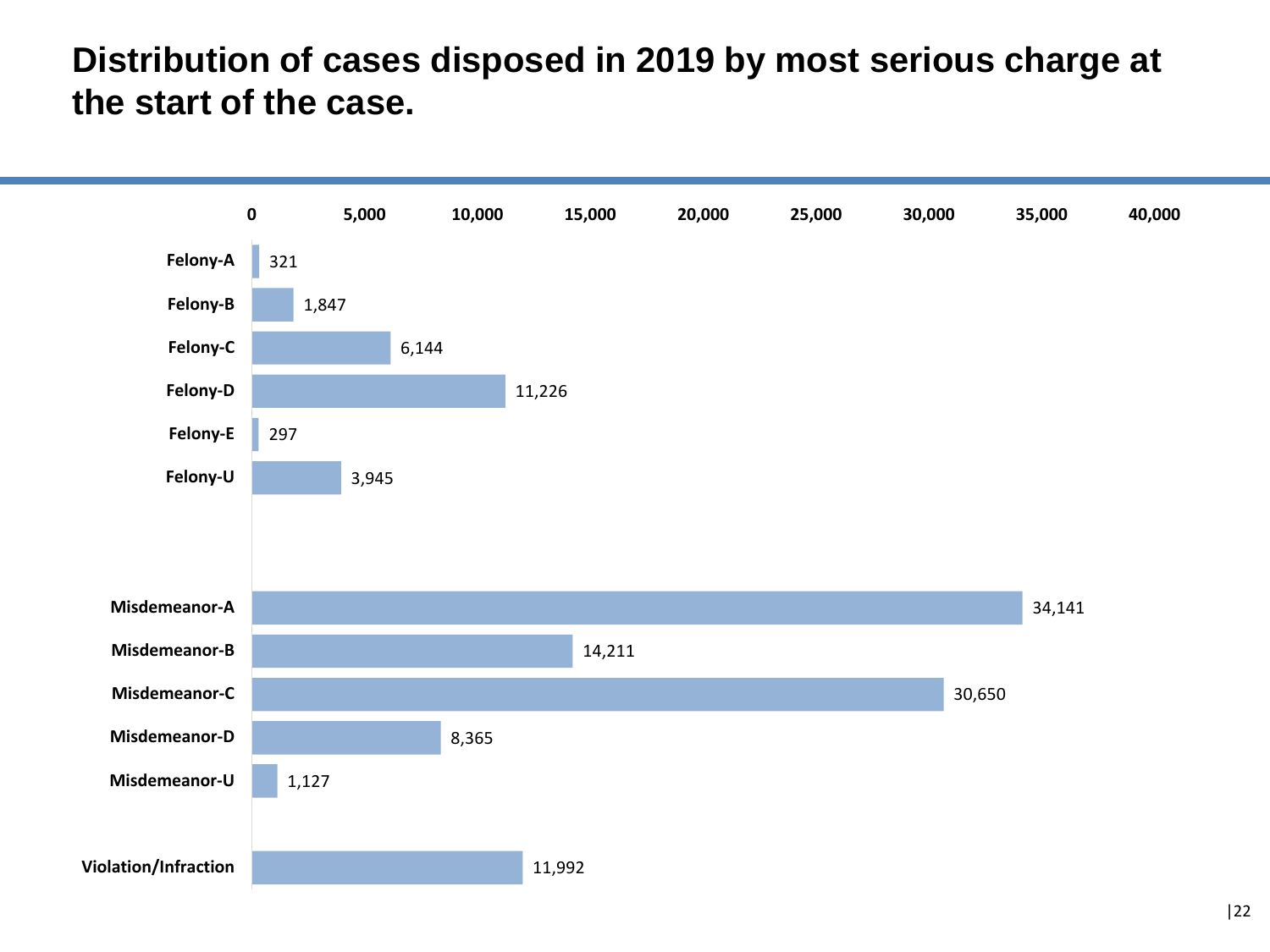# Distribution of cases disposed in 2019 by most serious charge at the start of the case.

| Charge | Cases |
|---|---|
| Felony-A | 321 |
| Felony-B | 1,847 |
| Felony-C | 6,144 |
| Felony-D | 11,226 |
| Felony-E | 297 |
| Felony-U | 3,945 |
| Misdemeanor-A | 34,141 |
| Misdemeanor-B | 14,211 |
| Misdemeanor-C | 30,650 |
| Misdemeanor-D | 8,365 |
| Misdemeanor-U | 1,127 |
| Violation/Infraction | 11,992 |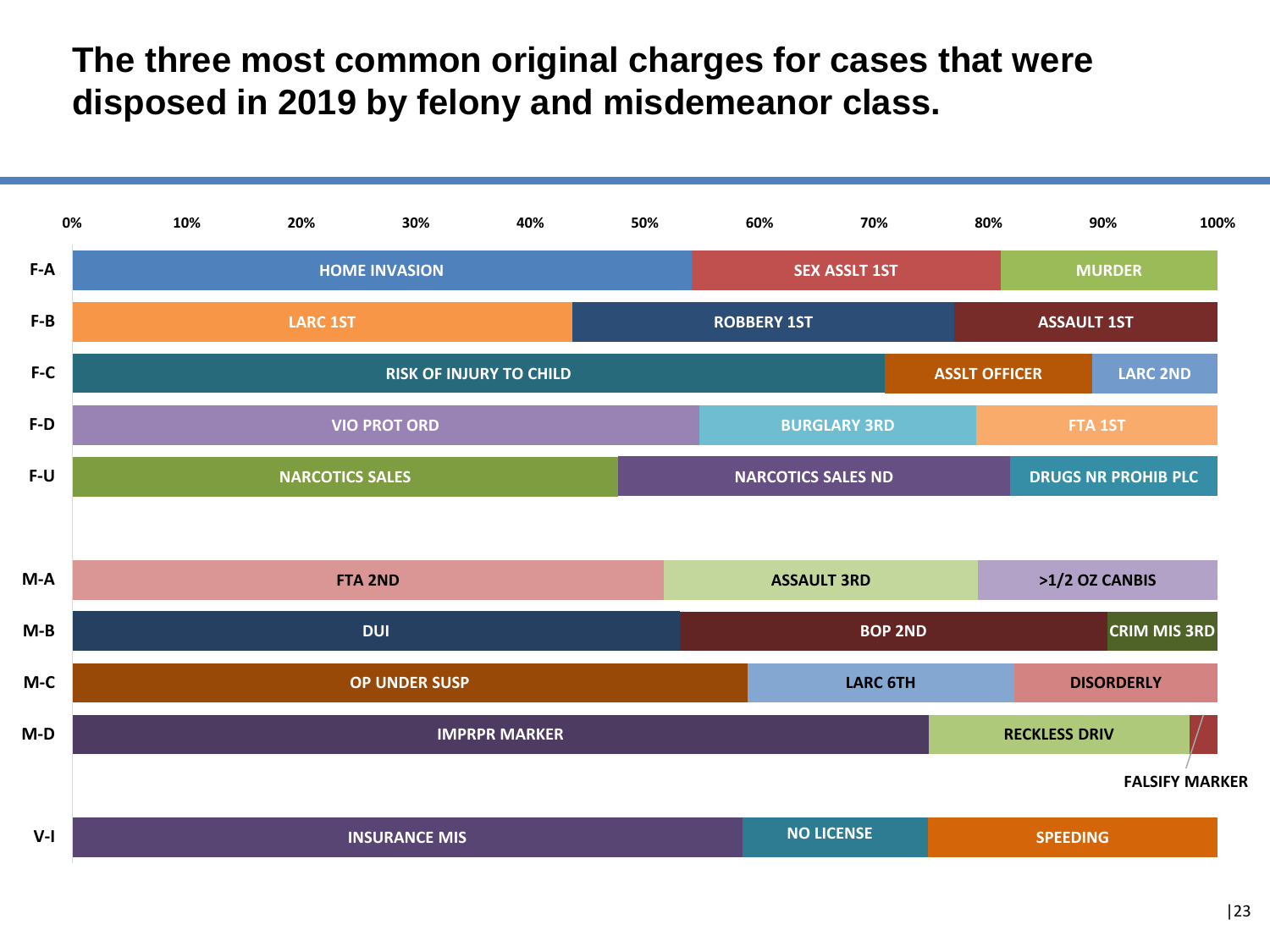# The three most common original charges for cases that were disposed in 2019 by felony and misdemeanor class.

| Class | Charge 1 | Charge 2 | Charge 3 |
| --- | --- | --- | --- |
| F-A | HOME INVASION | SEX ASSLT 1ST | MURDER |
| F-B | LARC 1ST | ROBBERY 1ST | ASSAULT 1ST |
| F-C | RISK OF INJURY TO CHILD | ASSLT OFFICER | LARC 2ND |
| F-D | VIO PROT ORD | BURGLARY 3RD | FTA 1ST |
| F-U | NARCOTICS SALES | NARCOTICS SALES ND | DRUGS NR PROHIB PLC |
| M-A | FTA 2ND | ASSAULT 3RD | >1/2 OZ CANBIS |
| M-B | DUI | BOP 2ND | CRIM MIS 3RD |
| M-C | OP UNDER SUSP | LARC 6TH | DISORDERLY |
| M-D | IMPRPR MARKER | RECKLESS DRIV | FALSIFY MARKER |
| V-I | INSURANCE MIS | NO LICENSE | SPEEDING |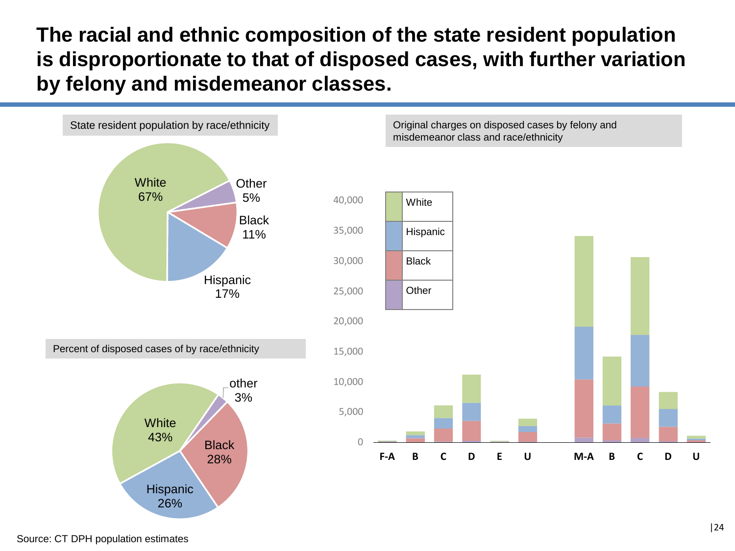# The racial and ethnic composition of the state resident population is disproportionate to that of disposed cases, with further variation by felony and misdemeanor classes.

State resident population by race/ethnicity

| Race/ethnicity | Percent |
| --- | --- |
| White | 67% |
| Other | 5% |
| Black | 11% |
| Hispanic | 17% |

Percent of disposed cases of by race/ethnicity

| Race/ethnicity | Percent |
| --- | --- |
| White | 43% |
| other | 3% |
| Black | 28% |
| Hispanic | 26% |

Original charges on disposed cases by felony and misdemeanor class and race/ethnicity

Legend: White, Hispanic, Black, Other

Y-axis: 0, 5,000, 10,000, 15,000, 20,000, 25,000, 30,000, 35,000, 40,000

X-axis: F-A, B, C, D, E, U, M-A, B, C, D, U

Source: CT DPH population estimates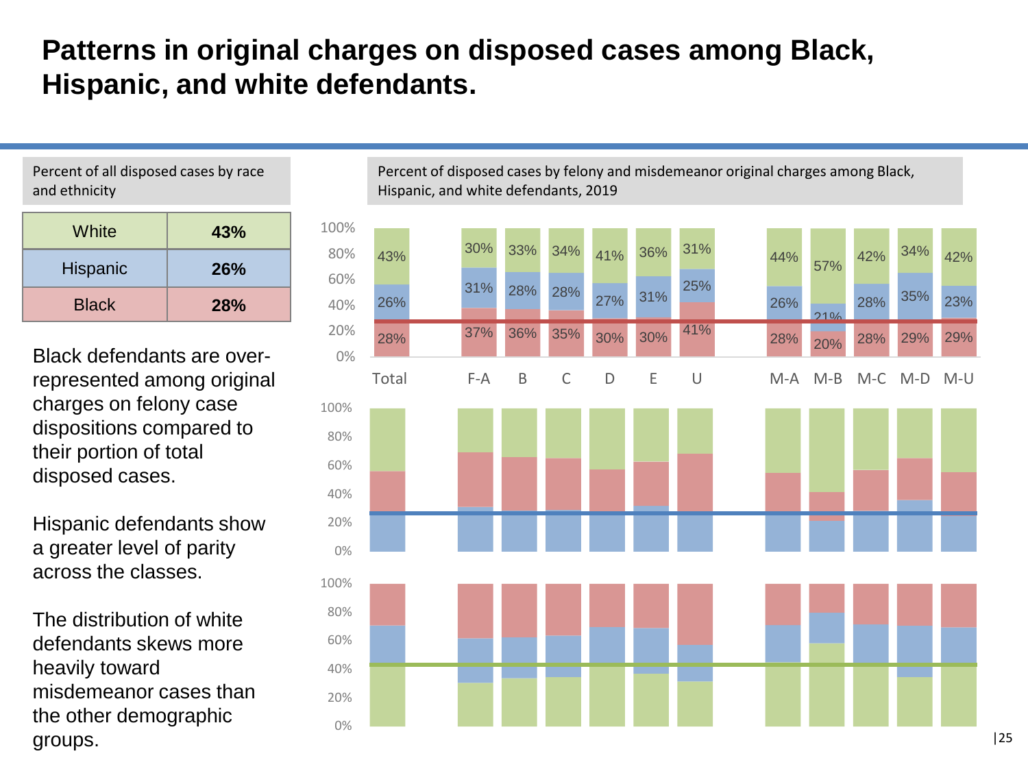# Patterns in original charges on disposed cases among Black, Hispanic, and white defendants.

Percent of all disposed cases by race and ethnicity

| | |
|---|---|
| White | **43%** |
| Hispanic | **26%** |
| Black | **28%** |

Black defendants are over-represented among original charges on felony case dispositions compared to their portion of total disposed cases.

Hispanic defendants show a greater level of parity across the classes.

The distribution of white defendants skews more heavily toward misdemeanor cases than the other demographic groups.

Percent of disposed cases by felony and misdemeanor original charges among Black, Hispanic, and white defendants, 2019

| | Total | F-A | B | C | D | E | U | M-A | M-B | M-C | M-D | M-U |
|---|---|---|---|---|---|---|---|---|---|---|---|---|
| White | 43% | 30% | 33% | 34% | 41% | 36% | 31% | 44% | 57% | 42% | 34% | 42% |
| Hispanic | 26% | 31% | 28% | 28% | 27% | 31% | 25% | 26% | 21% | 28% | 35% | 23% |
| Black | 28% | 37% | 36% | 35% | 30% | 30% | 41% | 28% | 20% | 28% | 29% | 29% |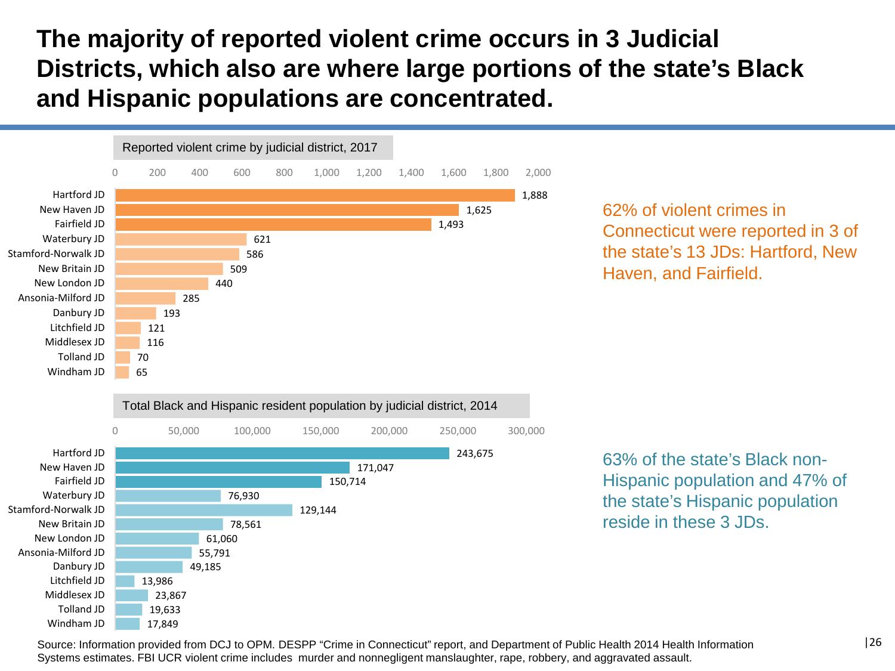# The majority of reported violent crime occurs in 3 Judicial Districts, which also are where large portions of the state's Black and Hispanic populations are concentrated.

**Reported violent crime by judicial district, 2017**

| Judicial District | Reported violent crime |
|---|---|
| Hartford JD | 1,888 |
| New Haven JD | 1,625 |
| Fairfield JD | 1,493 |
| Waterbury JD | 621 |
| Stamford-Norwalk JD | 586 |
| New Britain JD | 509 |
| New London JD | 440 |
| Ansonia-Milford JD | 285 |
| Danbury JD | 193 |
| Litchfield JD | 121 |
| Middlesex JD | 116 |
| Tolland JD | 70 |
| Windham JD | 65 |

62% of violent crimes in Connecticut were reported in 3 of the state's 13 JDs: Hartford, New Haven, and Fairfield.

**Total Black and Hispanic resident population by judicial district, 2014**

| Judicial District | Black and Hispanic population |
|---|---|
| Hartford JD | 243,675 |
| New Haven JD | 171,047 |
| Fairfield JD | 150,714 |
| Waterbury JD | 76,930 |
| Stamford-Norwalk JD | 129,144 |
| New Britain JD | 78,561 |
| New London JD | 61,060 |
| Ansonia-Milford JD | 55,791 |
| Danbury JD | 49,185 |
| Litchfield JD | 13,986 |
| Middlesex JD | 23,867 |
| Tolland JD | 19,633 |
| Windham JD | 17,849 |

63% of the state's Black non-Hispanic population and 47% of the state's Hispanic population reside in these 3 JDs.

Source: Information provided from DCJ to OPM. DESPP "Crime in Connecticut" report, and Department of Public Health 2014 Health Information Systems estimates. FBI UCR violent crime includes murder and nonnegligent manslaughter, rape, robbery, and aggravated assault.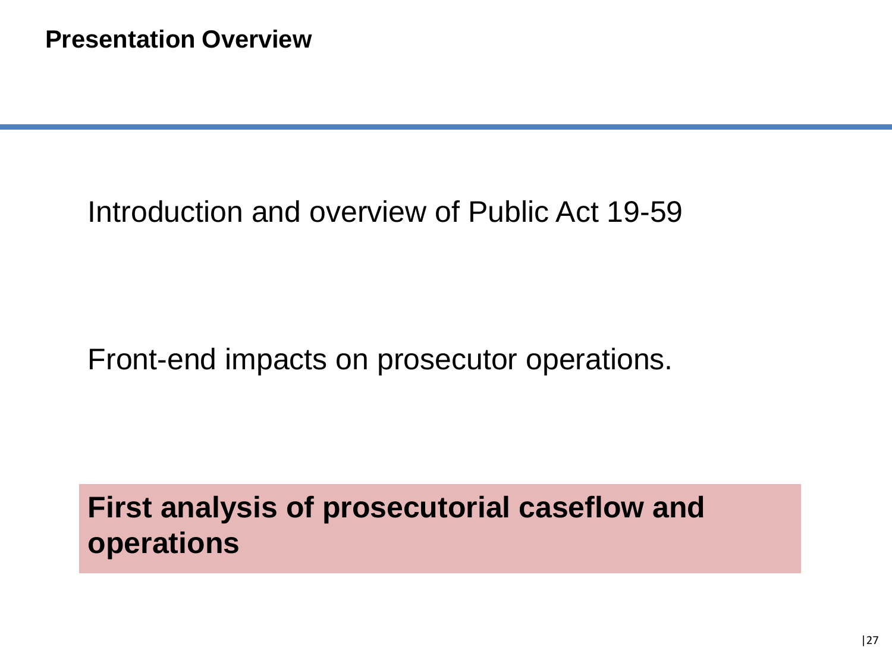## Presentation Overview

Introduction and overview of Public Act 19-59

Front-end impacts on prosecutor operations.

**First analysis of prosecutorial caseflow and operations**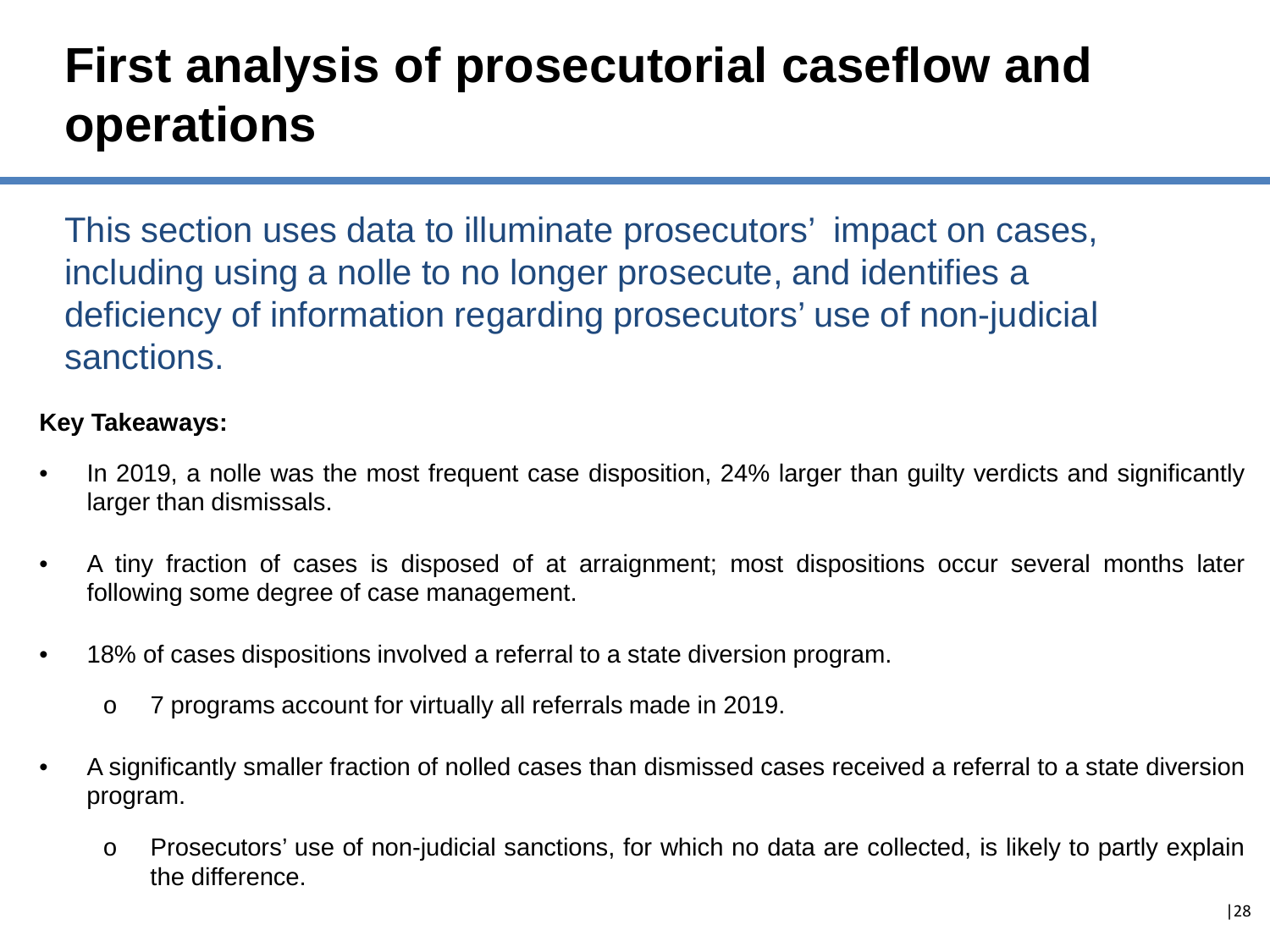# First analysis of prosecutorial caseflow and operations

This section uses data to illuminate prosecutors' impact on cases, including using a nolle to no longer prosecute, and identifies a deficiency of information regarding prosecutors' use of non-judicial sanctions.

**Key Takeaways:**

- In 2019, a nolle was the most frequent case disposition, 24% larger than guilty verdicts and significantly larger than dismissals.
- A tiny fraction of cases is disposed of at arraignment; most dispositions occur several months later following some degree of case management.
- 18% of cases dispositions involved a referral to a state diversion program.
  - 7 programs account for virtually all referrals made in 2019.
- A significantly smaller fraction of nolled cases than dismissed cases received a referral to a state diversion program.
  - Prosecutors' use of non-judicial sanctions, for which no data are collected, is likely to partly explain the difference.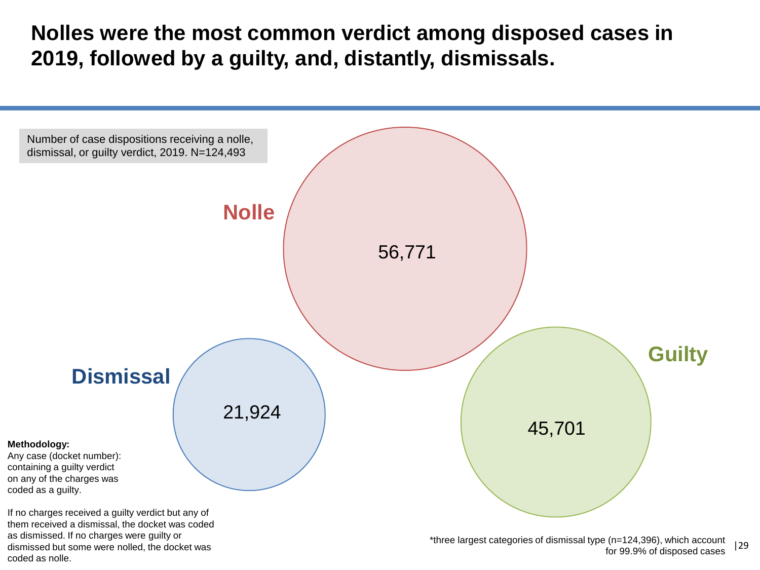# Nolles were the most common verdict among disposed cases in 2019, followed by a guilty, and, distantly, dismissals.

Number of case dispositions receiving a nolle, dismissal, or guilty verdict, 2019. N=124,493

| Verdict | Number |
|---|---|
| Nolle | 56,771 |
| Guilty | 45,701 |
| Dismissal | 21,924 |

**Methodology:**
Any case (docket number): containing a guilty verdict on any of the charges was coded as a guilty.

If no charges received a guilty verdict but any of them received a dismissal, the docket was coded as dismissed. If no charges were guilty or dismissed but some were nolled, the docket was coded as nolle.

*three largest categories of dismissal type (n=124,396), which account for 99.9% of disposed cases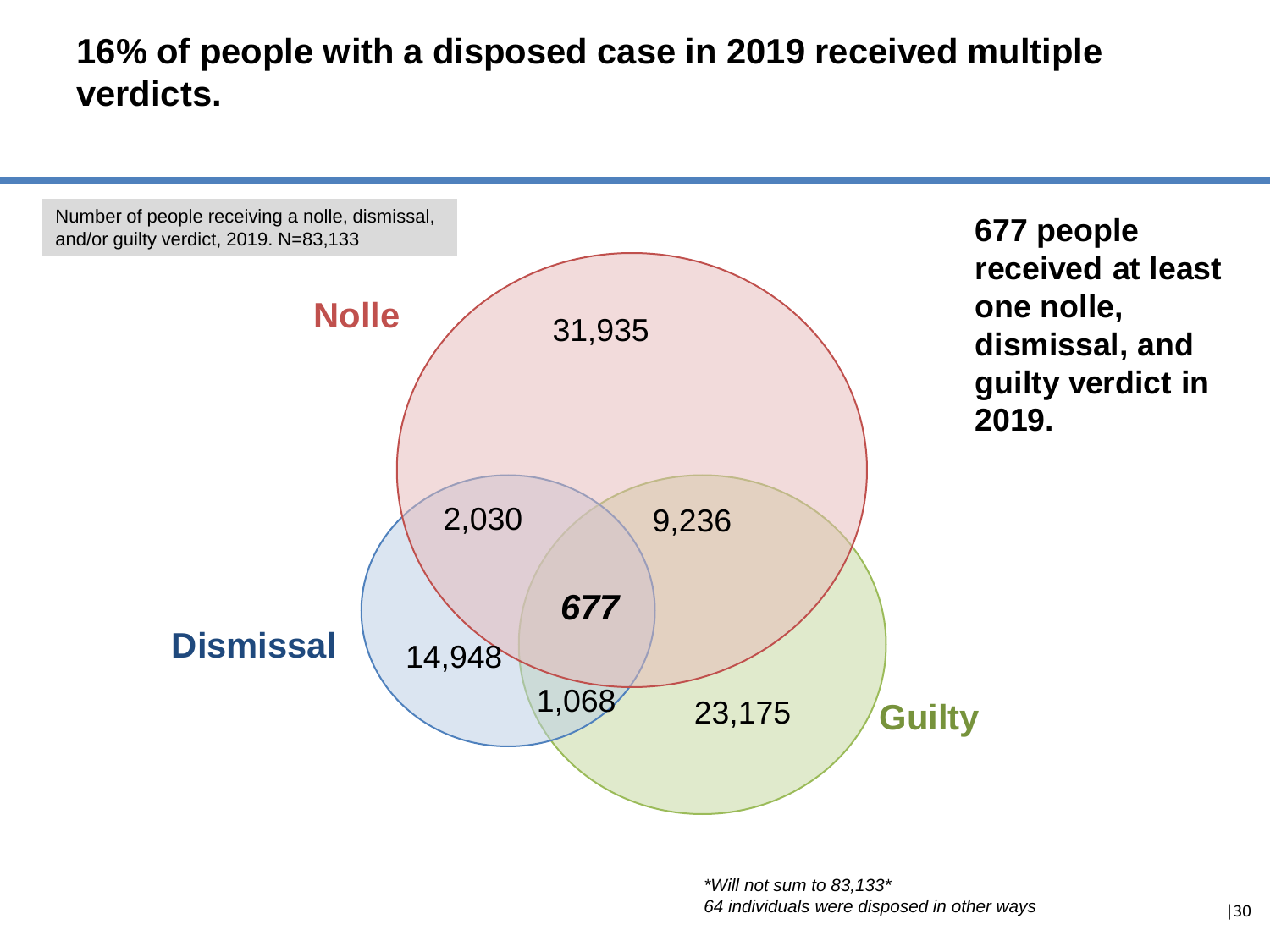# 16% of people with a disposed case in 2019 received multiple verdicts.

Number of people receiving a nolle, dismissal, and/or guilty verdict, 2019. N=83,133

Nolle

31,935

2,030

9,236

***677***

Dismissal

14,948

1,068

23,175

Guilty

**677 people received at least one nolle, dismissal, and guilty verdict in 2019.**

*\*Will not sum to 83,133\**
*64 individuals were disposed in other ways*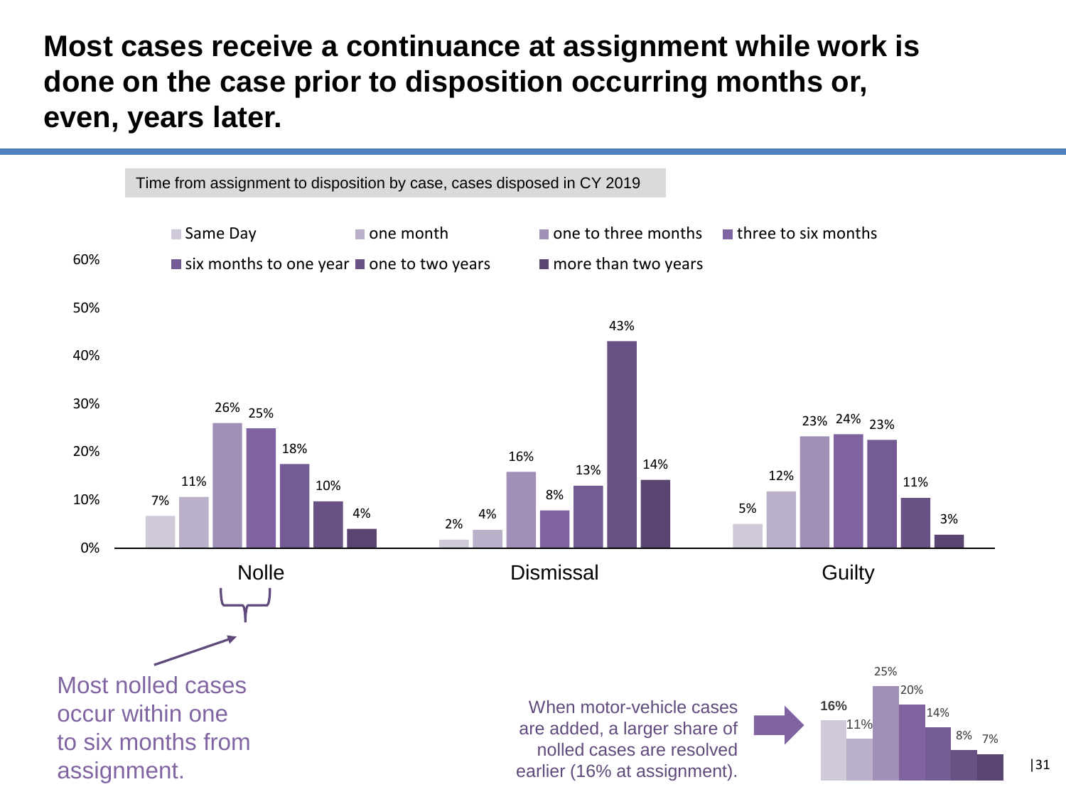# Most cases receive a continuance at assignment while work is done on the case prior to disposition occurring months or, even, years later.

Time from assignment to disposition by case, cases disposed in CY 2019

| | Same Day | one month | one to three months | three to six months | six months to one year | one to two years | more than two years |
|---|---|---|---|---|---|---|---|
| Nolle | 7% | 11% | 26% | 25% | 18% | 10% | 4% |
| Dismissal | 2% | 4% | 16% | 8% | 13% | 43% | 14% |
| Guilty | 5% | 12% | 23% | 24% | 23% | 11% | 3% |

Most nolled cases occur within one to six months from assignment.

When motor-vehicle cases are added, a larger share of nolled cases are resolved earlier (16% at assignment).

| Same Day | one month | one to three months | three to six months | six months to one year | one to two years | more than two years |
|---|---|---|---|---|---|---|
| **16%** | 11% | 25% | 20% | 14% | 8% | 7% |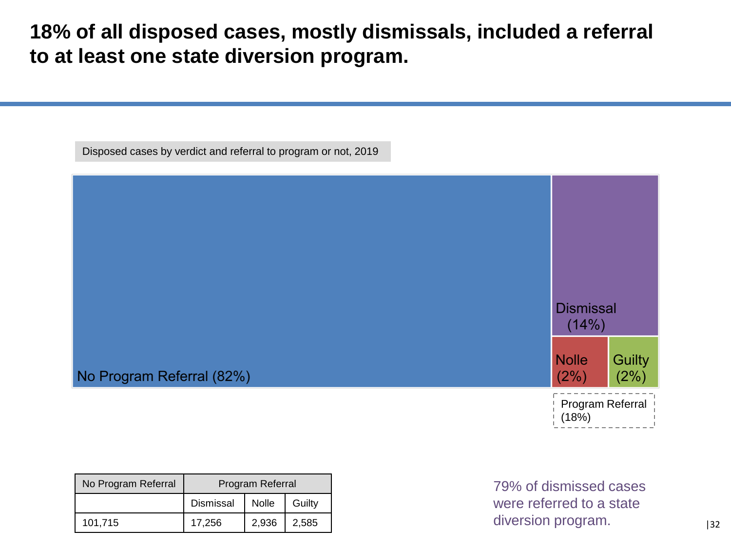# 18% of all disposed cases, mostly dismissals, included a referral to at least one state diversion program.

Disposed cases by verdict and referral to program or not, 2019

No Program Referral (82%)

Dismissal (14%)

Nolle (2%)

Guilty (2%)

Program Referral (18%)

| No Program Referral | Program Referral | | |
|---|---|---|---|
| | Dismissal | Nolle | Guilty |
| 101,715 | 17,256 | 2,936 | 2,585 |

79% of dismissed cases were referred to a state diversion program.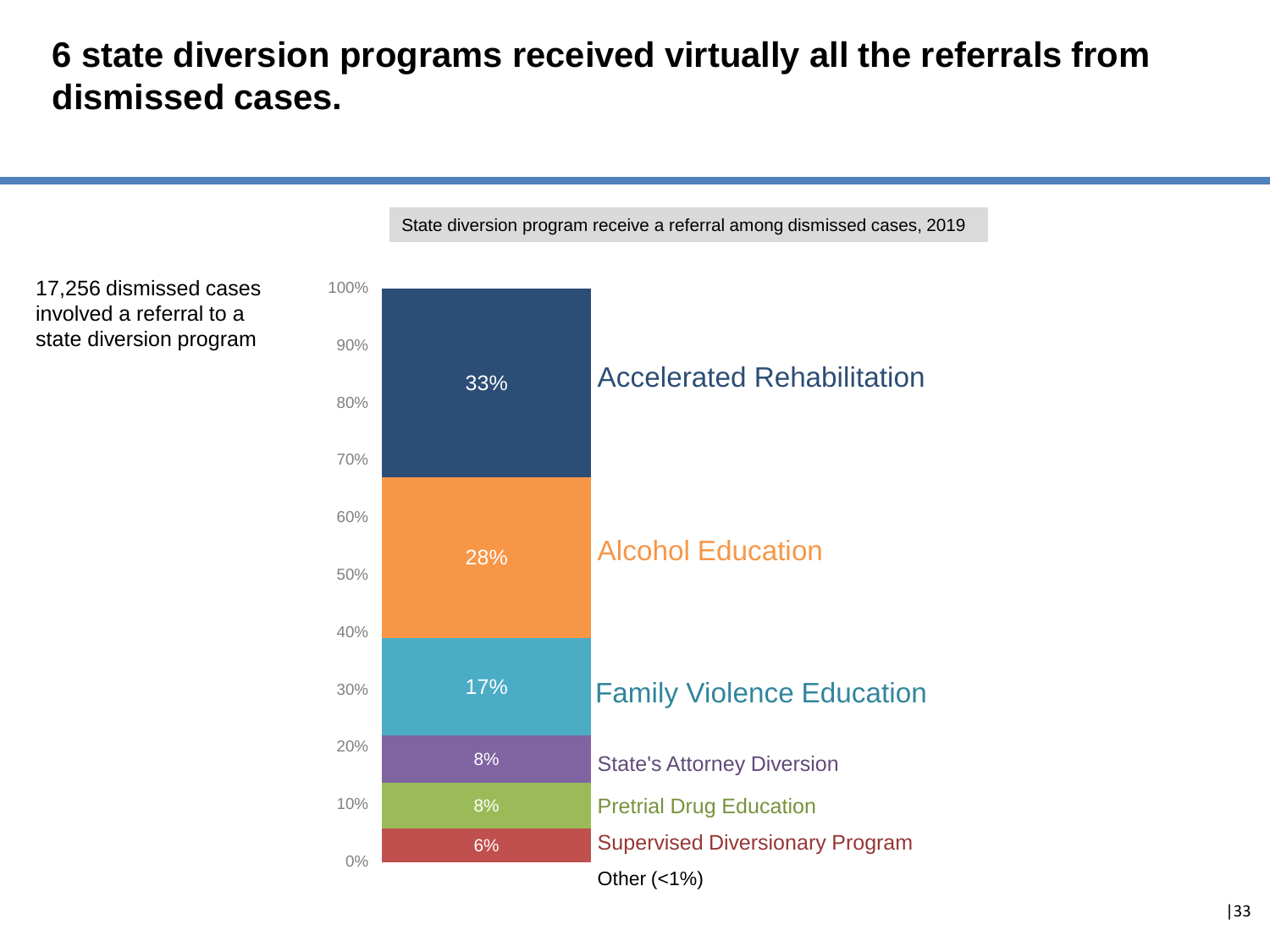# 6 state diversion programs received virtually all the referrals from dismissed cases.

17,256 dismissed cases involved a referral to a state diversion program

State diversion program receive a referral among dismissed cases, 2019

| Program | Share |
| --- | --- |
| Accelerated Rehabilitation | 33% |
| Alcohol Education | 28% |
| Family Violence Education | 17% |
| State's Attorney Diversion | 8% |
| Pretrial Drug Education | 8% |
| Supervised Diversionary Program | 6% |
| Other | (<1%) |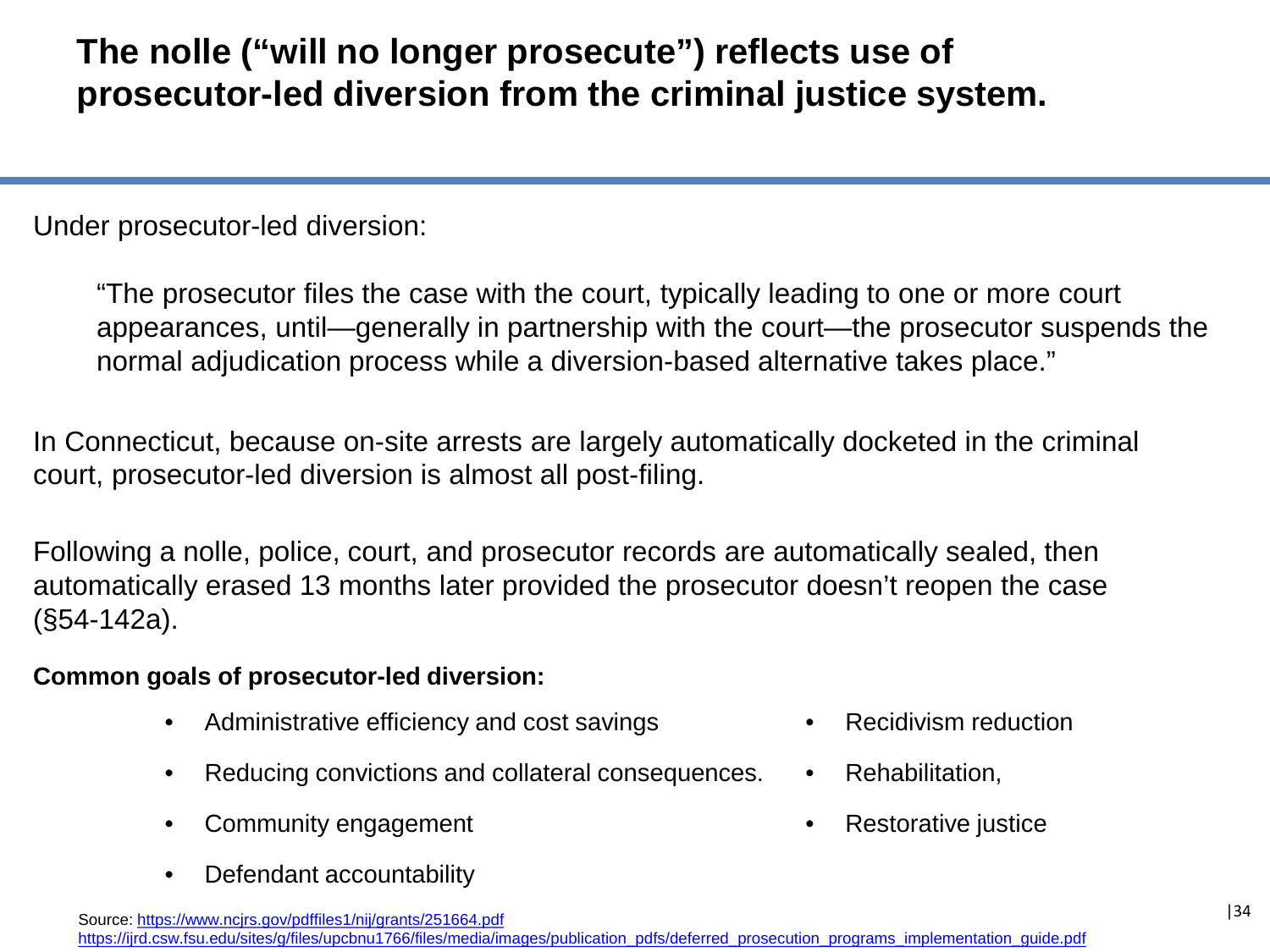# The nolle ("will no longer prosecute") reflects use of prosecutor-led diversion from the criminal justice system.

Under prosecutor-led diversion:

> "The prosecutor files the case with the court, typically leading to one or more court appearances, until—generally in partnership with the court—the prosecutor suspends the normal adjudication process while a diversion-based alternative takes place."

In Connecticut, because on-site arrests are largely automatically docketed in the criminal court, prosecutor-led diversion is almost all post-filing.

Following a nolle, police, court, and prosecutor records are automatically sealed, then automatically erased 13 months later provided the prosecutor doesn't reopen the case (§54-142a).

**Common goals of prosecutor-led diversion:**

- Administrative efficiency and cost savings
- Reducing convictions and collateral consequences.
- Community engagement
- Defendant accountability
- Recidivism reduction
- Rehabilitation,
- Restorative justice

Source: https://www.ncjrs.gov/pdffiles1/nij/grants/251664.pdf
https://ijrd.csw.fsu.edu/sites/g/files/upcbnu1766/files/media/images/publication_pdfs/deferred_prosecution_programs_implementation_guide.pdf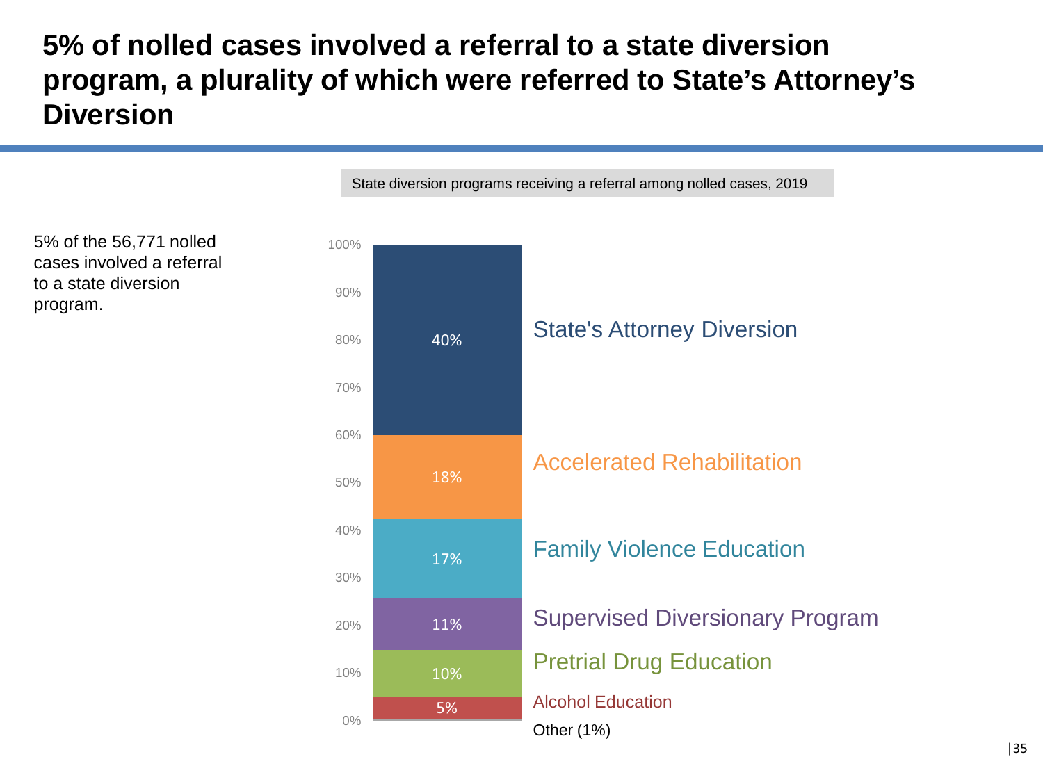# 5% of nolled cases involved a referral to a state diversion program, a plurality of which were referred to State's Attorney's Diversion

5% of the 56,771 nolled cases involved a referral to a state diversion program.

State diversion programs receiving a referral among nolled cases, 2019

| Program | Percent |
|---|---|
| State's Attorney Diversion | 40% |
| Accelerated Rehabilitation | 18% |
| Family Violence Education | 17% |
| Supervised Diversionary Program | 11% |
| Pretrial Drug Education | 10% |
| Alcohol Education | 5% |
| Other | 1% |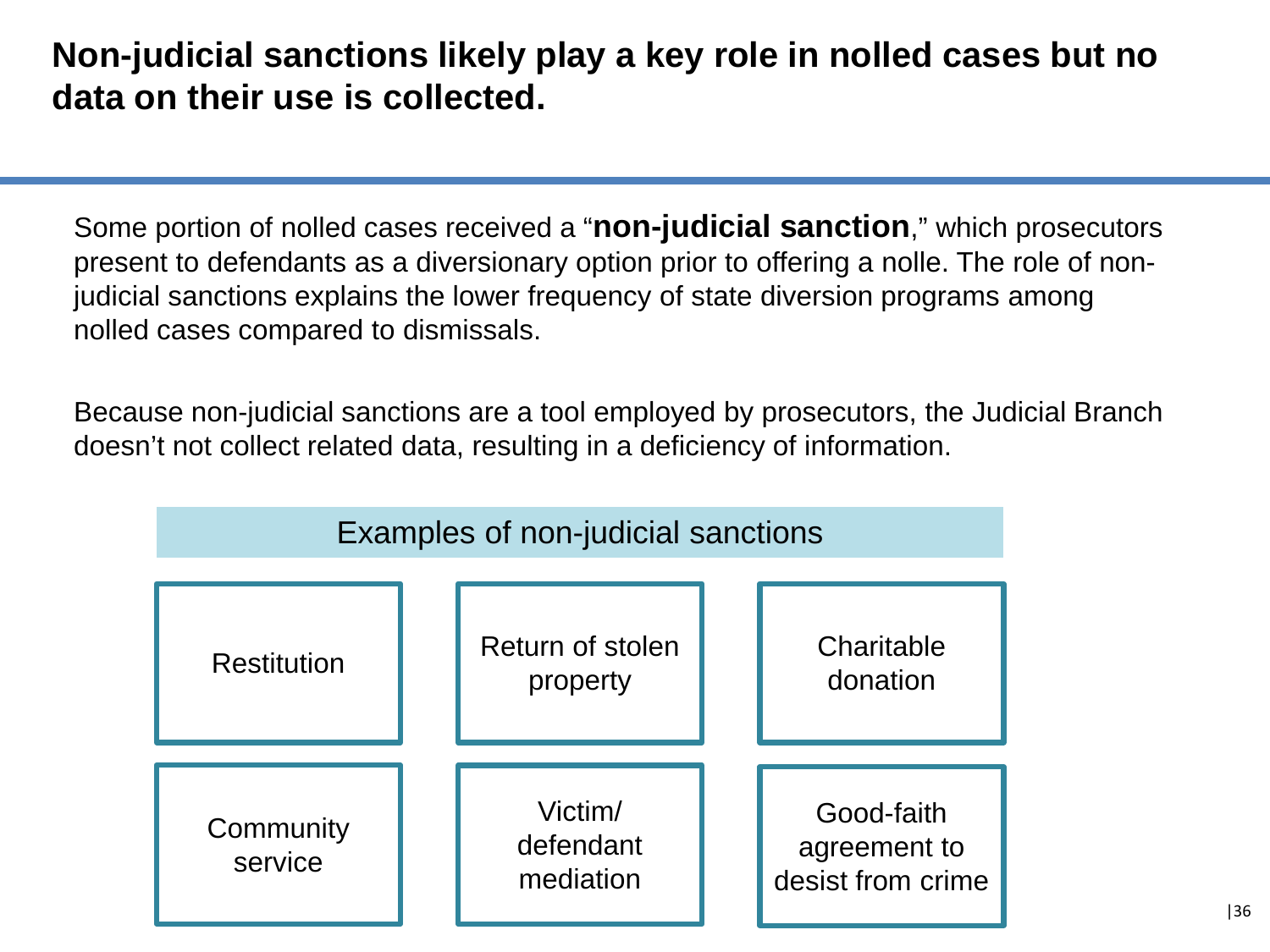# Non-judicial sanctions likely play a key role in nolled cases but no data on their use is collected.

Some portion of nolled cases received a "**non-judicial sanction**," which prosecutors present to defendants as a diversionary option prior to offering a nolle. The role of non-judicial sanctions explains the lower frequency of state diversion programs among nolled cases compared to dismissals.

Because non-judicial sanctions are a tool employed by prosecutors, the Judicial Branch doesn't not collect related data, resulting in a deficiency of information.

## Examples of non-judicial sanctions

- Restitution
- Return of stolen property
- Charitable donation
- Community service
- Victim/ defendant mediation
- Good-faith agreement to desist from crime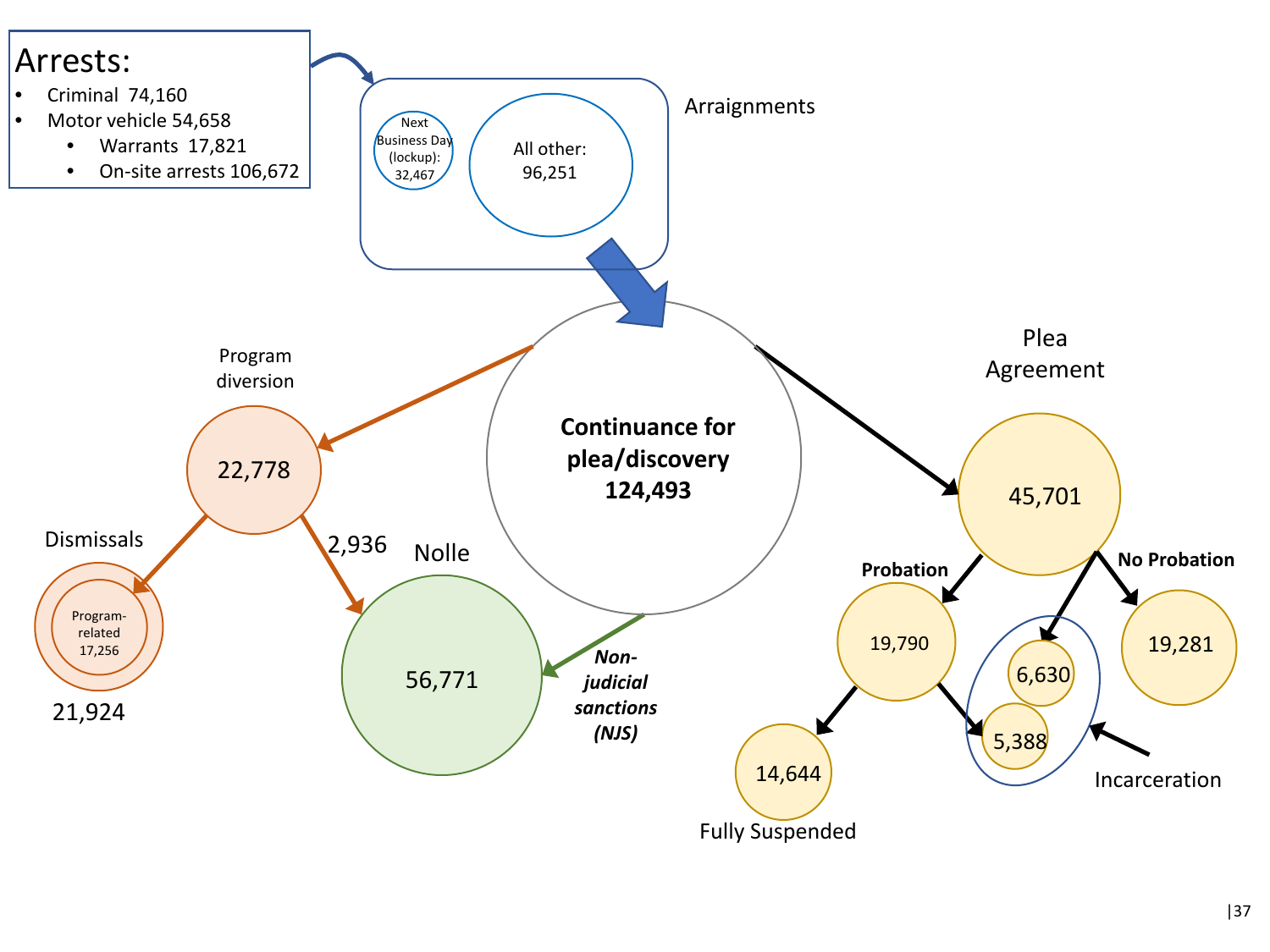## Arrests:

- Criminal 74,160
- Motor vehicle 54,658
  - Warrants 17,821
  - On-site arrests 106,672

**Arraignments**

- Next Business Day (lockup): 32,467
- All other: 96,251

**Continuance for plea/discovery 124,493**

**Program diversion**: 22,778

- Dismissals: 21,924
  - Program-related 17,256
- 2,936 → Nolle

**Nolle**: 56,771

*Non-judicial sanctions (NJS)*

**Plea Agreement**: 45,701

- **Probation**: 19,790
  - Fully Suspended: 14,644
  - 5,388 (Incarceration)
- 6,630 (Incarceration)
- **No Probation**: 19,281

Incarceration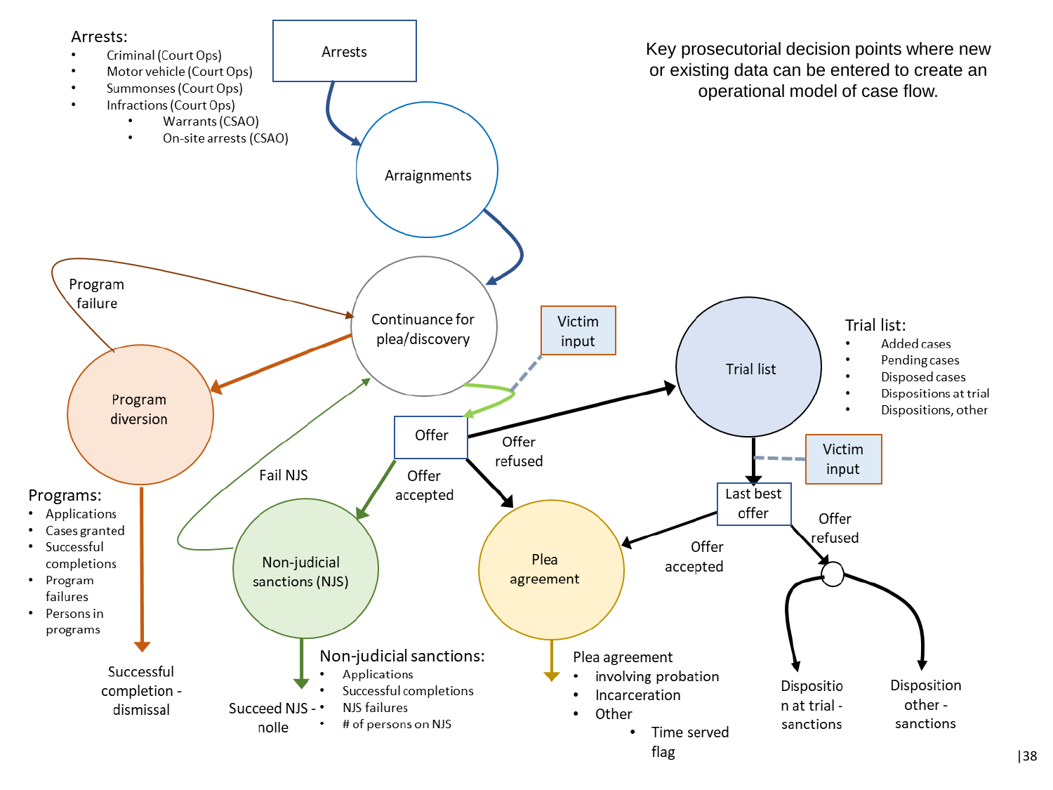Key prosecutorial decision points where new or existing data can be entered to create an operational model of case flow.

**Arrests:**

- Criminal (Court Ops)
- Motor vehicle (Court Ops)
- Summonses (Court Ops)
- Infractions (Court Ops)
  - Warrants (CSAO)
  - On-site arrests (CSAO)

Arrests

Arraignments

Continuance for plea/discovery

Program failure

Program diversion

Victim input

Offer

Offer refused

Offer accepted

Fail NJS

Non-judicial sanctions (NJS)

Plea agreement

Trial list

Victim input

Last best offer

Offer accepted

Offer refused

**Trial list:**

- Added cases
- Pending cases
- Disposed cases
- Dispositions at trial
- Dispositions, other

**Programs:**

- Applications
- Cases granted
- Successful completions
- Program failures
- Persons in programs

Successful completion - dismissal

Succeed NJS - nolle

**Non-judicial sanctions:**

- Applications
- Successful completions
- NJS failures
- # of persons on NJS

Plea agreement

- involving probation
- Incarceration
- Other
  - Time served flag

Disposition at trial - sanctions

Disposition other - sanctions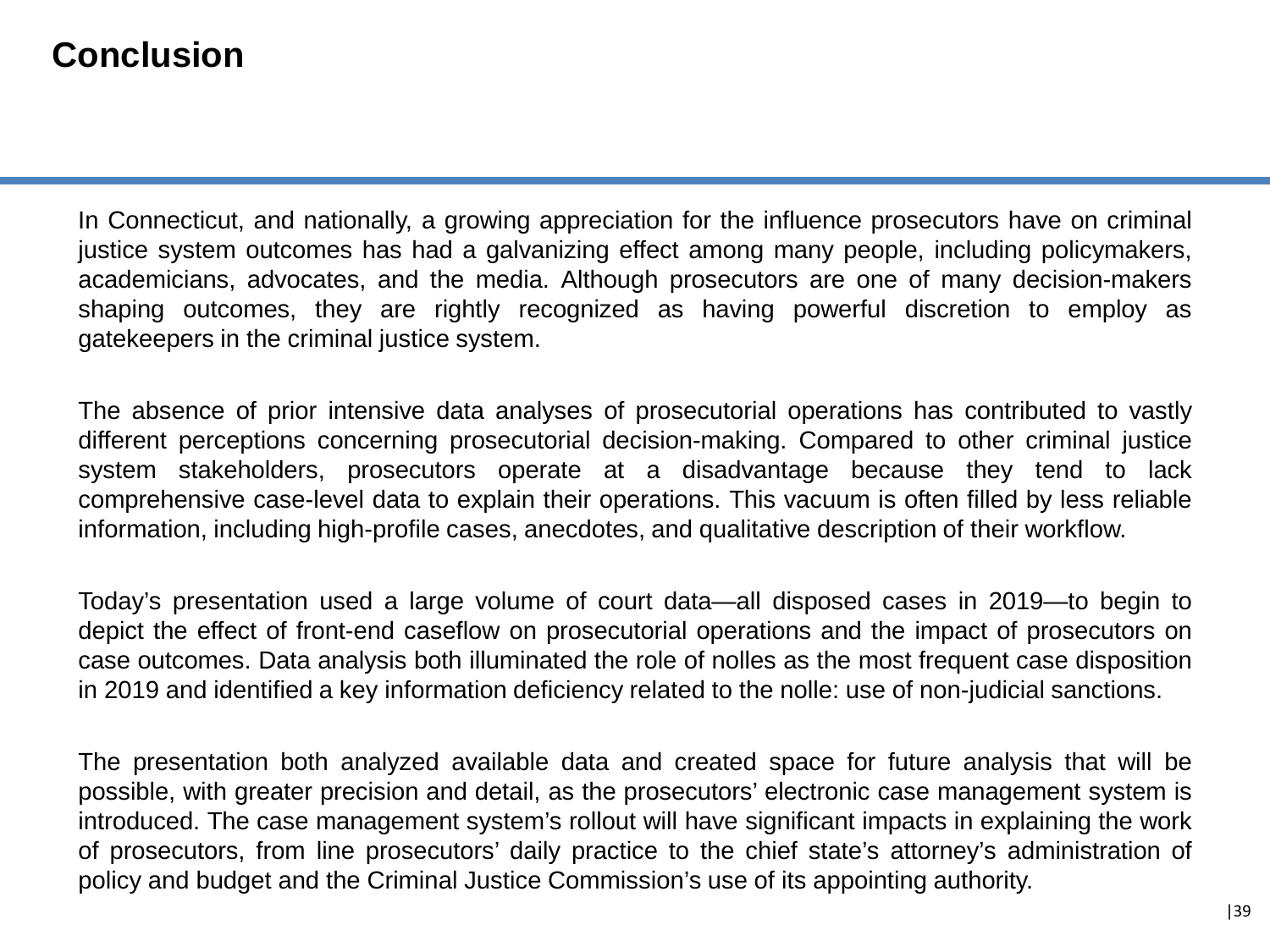# Conclusion

In Connecticut, and nationally, a growing appreciation for the influence prosecutors have on criminal justice system outcomes has had a galvanizing effect among many people, including policymakers, academicians, advocates, and the media. Although prosecutors are one of many decision-makers shaping outcomes, they are rightly recognized as having powerful discretion to employ as gatekeepers in the criminal justice system.

The absence of prior intensive data analyses of prosecutorial operations has contributed to vastly different perceptions concerning prosecutorial decision-making. Compared to other criminal justice system stakeholders, prosecutors operate at a disadvantage because they tend to lack comprehensive case-level data to explain their operations. This vacuum is often filled by less reliable information, including high-profile cases, anecdotes, and qualitative description of their workflow.

Today's presentation used a large volume of court data—all disposed cases in 2019—to begin to depict the effect of front-end caseflow on prosecutorial operations and the impact of prosecutors on case outcomes. Data analysis both illuminated the role of nolles as the most frequent case disposition in 2019 and identified a key information deficiency related to the nolle: use of non-judicial sanctions.

The presentation both analyzed available data and created space for future analysis that will be possible, with greater precision and detail, as the prosecutors' electronic case management system is introduced. The case management system's rollout will have significant impacts in explaining the work of prosecutors, from line prosecutors' daily practice to the chief state's attorney's administration of policy and budget and the Criminal Justice Commission's use of its appointing authority.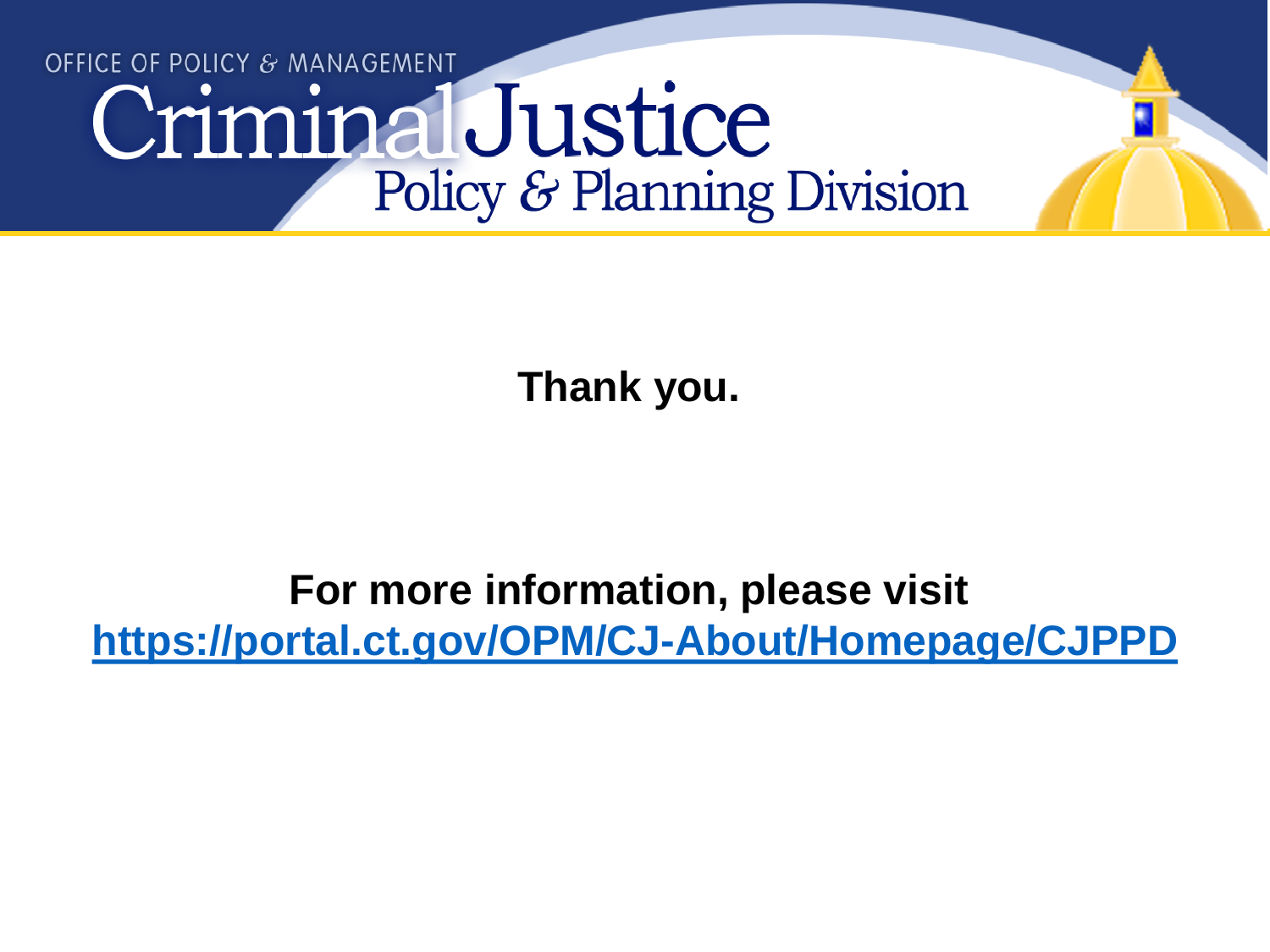OFFICE OF POLICY & MANAGEMENT

Criminal Justice

Policy & Planning Division

**Thank you.**

**For more information, please visit**
**https://portal.ct.gov/OPM/CJ-About/Homepage/CJPPD**